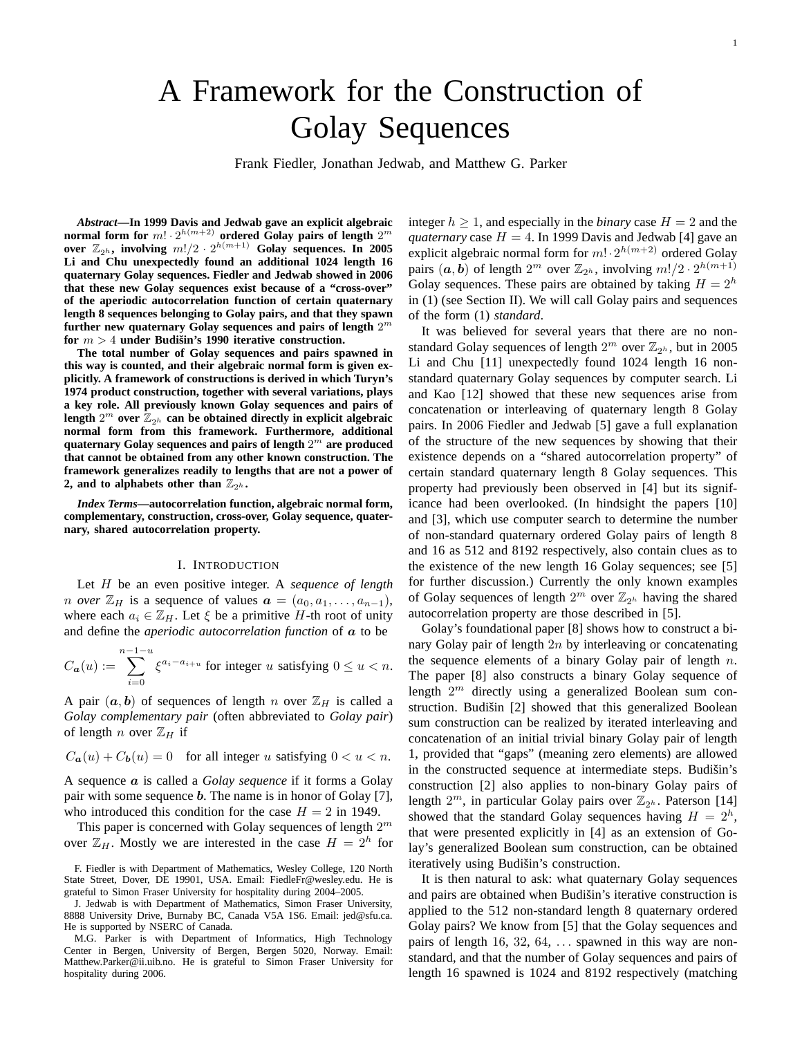# A Framework for the Construction of Golay Sequences

Frank Fiedler, Jonathan Jedwab, and Matthew G. Parker

***Abstract*—In 1999 Davis and Jedwab gave an explicit algebraic normal form for $m! \cdot 2^{h(m+2)}$ ordered Golay pairs of length $2^m$ over $\mathbb{Z}_{2^h}$, involving $m!/2 \cdot 2^{h(m+1)}$ Golay sequences. In 2005 Li and Chu unexpectedly found an additional 1024 length 16 quaternary Golay sequences. Fiedler and Jedwab showed in 2006 that these new Golay sequences exist because of a "cross-over" of the aperiodic autocorrelation function of certain quaternary length 8 sequences belonging to Golay pairs, and that they spawn further new quaternary Golay sequences and pairs of length $2^m$ for $m > 4$ under Budišin's 1990 iterative construction.**

**The total number of Golay sequences and pairs spawned in this way is counted, and their algebraic normal form is given explicitly. A framework of constructions is derived in which Turyn's 1974 product construction, together with several variations, plays a key role. All previously known Golay sequences and pairs of length $2^m$ over $\mathbb{Z}_{2^h}$ can be obtained directly in explicit algebraic normal form from this framework. Furthermore, additional quaternary Golay sequences and pairs of length $2^m$ are produced that cannot be obtained from any other known construction. The framework generalizes readily to lengths that are not a power of 2, and to alphabets other than $\mathbb{Z}_{2^h}$.**

***Index Terms*—autocorrelation function, algebraic normal form, complementary, construction, cross-over, Golay sequence, quaternary, shared autocorrelation property.**

## I. Introduction

Let $H$ be an even positive integer. A *sequence of length $n$ over $\mathbb{Z}_H$* is a sequence of values $\boldsymbol{a} = (a_0, a_1, \ldots, a_{n-1})$, where each $a_i \in \mathbb{Z}_H$. Let $\xi$ be a primitive $H$-th root of unity and define the *aperiodic autocorrelation function* of $\boldsymbol{a}$ to be

$$C_{\boldsymbol{a}}(u) := \sum_{i=0}^{n-1-u} \xi^{a_i - a_{i+u}} \text{ for integer } u \text{ satisfying } 0 \le u < n.$$

A pair $(\boldsymbol{a}, \boldsymbol{b})$ of sequences of length $n$ over $\mathbb{Z}_H$ is called a *Golay complementary pair* (often abbreviated to *Golay pair*) of length $n$ over $\mathbb{Z}_H$ if

$$C_{\boldsymbol{a}}(u) + C_{\boldsymbol{b}}(u) = 0 \quad \text{for all integer } u \text{ satisfying } 0 < u < n.$$

A sequence $\boldsymbol{a}$ is called a *Golay sequence* if it forms a Golay pair with some sequence $\boldsymbol{b}$. The name is in honor of Golay [7], who introduced this condition for the case $H = 2$ in 1949.

This paper is concerned with Golay sequences of length $2^m$ over $\mathbb{Z}_H$. Mostly we are interested in the case $H = 2^h$ for integer $h \ge 1$, and especially in the *binary* case $H = 2$ and the *quaternary* case $H = 4$. In 1999 Davis and Jedwab [4] gave an explicit algebraic normal form for $m! \cdot 2^{h(m+2)}$ ordered Golay pairs $(\boldsymbol{a}, \boldsymbol{b})$ of length $2^m$ over $\mathbb{Z}_{2^h}$, involving $m!/2 \cdot 2^{h(m+1)}$ Golay sequences. These pairs are obtained by taking $H = 2^h$ in (1) (see Section II). We will call Golay pairs and sequences of the form (1) *standard*.

It was believed for several years that there are no non-standard Golay sequences of length $2^m$ over $\mathbb{Z}_{2^h}$, but in 2005 Li and Chu [11] unexpectedly found 1024 length 16 non-standard quaternary Golay sequences by computer search. Li and Kao [12] showed that these new sequences arise from concatenation or interleaving of quaternary length 8 Golay pairs. In 2006 Fiedler and Jedwab [5] gave a full explanation of the structure of the new sequences by showing that their existence depends on a "shared autocorrelation property" of certain standard quaternary length 8 Golay sequences. This property had previously been observed in [4] but its significance had been overlooked. (In hindsight the papers [10] and [3], which use computer search to determine the number of non-standard quaternary ordered Golay pairs of length 8 and 16 as 512 and 8192 respectively, also contain clues as to the existence of the new length 16 Golay sequences; see [5] for further discussion.) Currently the only known examples of Golay sequences of length $2^m$ over $\mathbb{Z}_{2^h}$ having the shared autocorrelation property are those described in [5].

Golay's foundational paper [8] shows how to construct a binary Golay pair of length $2n$ by interleaving or concatenating the sequence elements of a binary Golay pair of length $n$. The paper [8] also constructs a binary Golay sequence of length $2^m$ directly using a generalized Boolean sum construction. Budišin [2] showed that this generalized Boolean sum construction can be realized by iterated interleaving and concatenation of an initial trivial binary Golay pair of length 1, provided that "gaps" (meaning zero elements) are allowed in the constructed sequence at intermediate steps. Budišin's construction [2] also applies to non-binary Golay pairs of length $2^m$, in particular Golay pairs over $\mathbb{Z}_{2^h}$. Paterson [14] showed that the standard Golay sequences having $H = 2^h$, that were presented explicitly in [4] as an extension of Golay's generalized Boolean sum construction, can be obtained iteratively using Budišin's construction.

It is then natural to ask: what quaternary Golay sequences and pairs are obtained when Budišin's iterative construction is applied to the 512 non-standard length 8 quaternary ordered Golay pairs? We know from [5] that the Golay sequences and pairs of length $16, 32, 64, \ldots$ spawned in this way are non-standard, and that the number of Golay sequences and pairs of length 16 spawned is 1024 and 8192 respectively (matching

F. Fiedler is with Department of Mathematics, Wesley College, 120 North State Street, Dover, DE 19901, USA. Email: FiedleFr@wesley.edu. He is grateful to Simon Fraser University for hospitality during 2004–2005.

J. Jedwab is with Department of Mathematics, Simon Fraser University, 8888 University Drive, Burnaby BC, Canada V5A 1S6. Email: jed@sfu.ca. He is supported by NSERC of Canada.

M.G. Parker is with Department of Informatics, High Technology Center in Bergen, University of Bergen, Bergen 5020, Norway. Email: Matthew.Parker@ii.uib.no. He is grateful to Simon Fraser University for hospitality during 2006.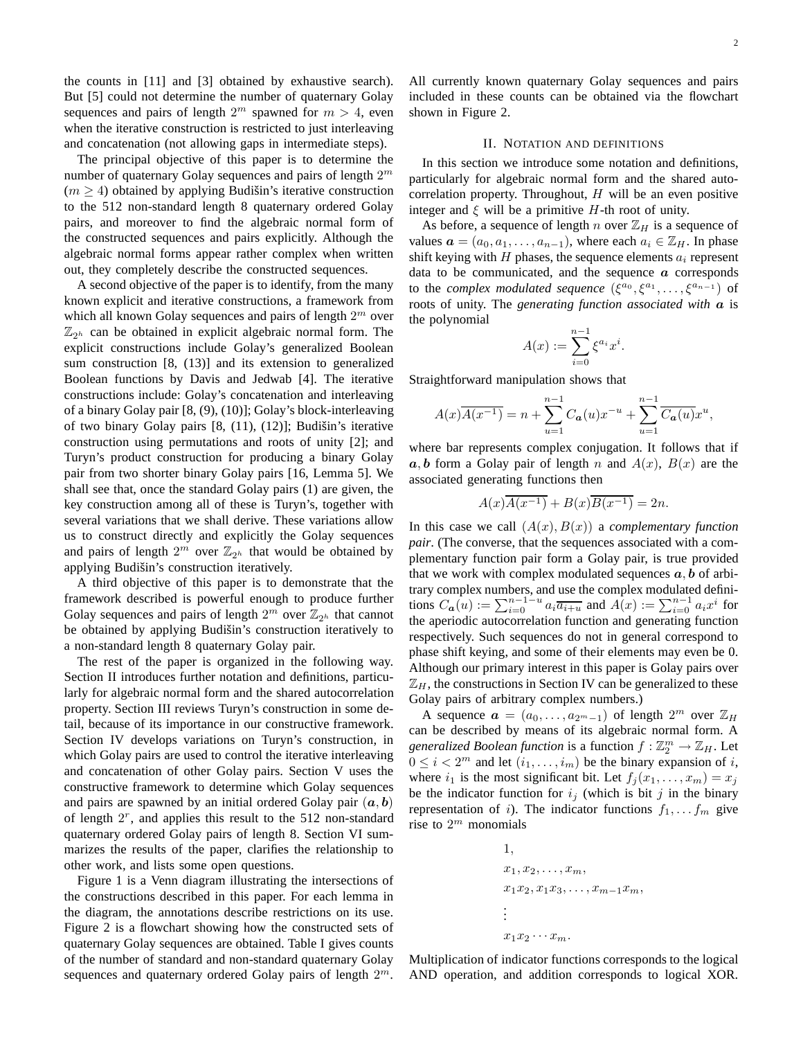the counts in [11] and [3] obtained by exhaustive search). But [5] could not determine the number of quaternary Golay sequences and pairs of length $2^m$ spawned for $m > 4$, even when the iterative construction is restricted to just interleaving and concatenation (not allowing gaps in intermediate steps).

The principal objective of this paper is to determine the number of quaternary Golay sequences and pairs of length $2^m$ ($m \geq 4$) obtained by applying Budišin's iterative construction to the 512 non-standard length 8 quaternary ordered Golay pairs, and moreover to find the algebraic normal form of the constructed sequences and pairs explicitly. Although the algebraic normal forms appear rather complex when written out, they completely describe the constructed sequences.

A second objective of the paper is to identify, from the many known explicit and iterative constructions, a framework from which all known Golay sequences and pairs of length $2^m$ over $\mathbb{Z}_{2^h}$ can be obtained in explicit algebraic normal form. The explicit constructions include Golay's generalized Boolean sum construction [8, (13)] and its extension to generalized Boolean functions by Davis and Jedwab [4]. The iterative constructions include: Golay's concatenation and interleaving of a binary Golay pair [8, (9), (10)]; Golay's block-interleaving of two binary Golay pairs [8, (11), (12)]; Budišin's iterative construction using permutations and roots of unity [2]; and Turyn's product construction for producing a binary Golay pair from two shorter binary Golay pairs [16, Lemma 5]. We shall see that, once the standard Golay pairs (1) are given, the key construction among all of these is Turyn's, together with several variations that we shall derive. These variations allow us to construct directly and explicitly the Golay sequences and pairs of length $2^m$ over $\mathbb{Z}_{2^h}$ that would be obtained by applying Budišin's construction iteratively.

A third objective of this paper is to demonstrate that the framework described is powerful enough to produce further Golay sequences and pairs of length $2^m$ over $\mathbb{Z}_{2^h}$ that cannot be obtained by applying Budišin's construction iteratively to a non-standard length 8 quaternary Golay pair.

The rest of the paper is organized in the following way. Section II introduces further notation and definitions, particularly for algebraic normal form and the shared autocorrelation property. Section III reviews Turyn's construction in some detail, because of its importance in our constructive framework. Section IV develops variations on Turyn's construction, in which Golay pairs are used to control the iterative interleaving and concatenation of other Golay pairs. Section V uses the constructive framework to determine which Golay sequences and pairs are spawned by an initial ordered Golay pair $(\boldsymbol{a}, \boldsymbol{b})$ of length $2^r$, and applies this result to the 512 non-standard quaternary ordered Golay pairs of length 8. Section VI summarizes the results of the paper, clarifies the relationship to other work, and lists some open questions.

Figure 1 is a Venn diagram illustrating the intersections of the constructions described in this paper. For each lemma in the diagram, the annotations describe restrictions on its use. Figure 2 is a flowchart showing how the constructed sets of quaternary Golay sequences are obtained. Table I gives counts of the number of standard and non-standard quaternary Golay sequences and quaternary ordered Golay pairs of length $2^m$. All currently known quaternary Golay sequences and pairs included in these counts can be obtained via the flowchart shown in Figure 2.

## II. Notation and definitions

In this section we introduce some notation and definitions, particularly for algebraic normal form and the shared autocorrelation property. Throughout, $H$ will be an even positive integer and $\xi$ will be a primitive $H$-th root of unity.

As before, a sequence of length $n$ over $\mathbb{Z}_H$ is a sequence of values $\boldsymbol{a} = (a_0, a_1, \ldots, a_{n-1})$, where each $a_i \in \mathbb{Z}_H$. In phase shift keying with $H$ phases, the sequence elements $a_i$ represent data to be communicated, and the sequence $\boldsymbol{a}$ corresponds to the *complex modulated sequence* $(\xi^{a_0}, \xi^{a_1}, \ldots, \xi^{a_{n-1}})$ of roots of unity. The *generating function associated with* $\boldsymbol{a}$ is the polynomial

$$A(x) := \sum_{i=0}^{n-1} \xi^{a_i} x^i.$$

Straightforward manipulation shows that

$$A(x)\overline{A(x^{-1})} = n + \sum_{u=1}^{n-1} C_{\boldsymbol{a}}(u) x^{-u} + \sum_{u=1}^{n-1} \overline{C_{\boldsymbol{a}}(u)} x^u,$$

where bar represents complex conjugation. It follows that if $\boldsymbol{a}, \boldsymbol{b}$ form a Golay pair of length $n$ and $A(x)$, $B(x)$ are the associated generating functions then

$$A(x)\overline{A(x^{-1})} + B(x)\overline{B(x^{-1})} = 2n.$$

In this case we call $(A(x), B(x))$ a *complementary function pair*. (The converse, that the sequences associated with a complementary function pair form a Golay pair, is true provided that we work with complex modulated sequences $\boldsymbol{a}, \boldsymbol{b}$ of arbitrary complex numbers, and use the complex modulated definitions $C_{\boldsymbol{a}}(u) := \sum_{i=0}^{n-1-u} a_i \overline{a_{i+u}}$ and $A(x) := \sum_{i=0}^{n-1} a_i x^i$ for the aperiodic autocorrelation function and generating function respectively. Such sequences do not in general correspond to phase shift keying, and some of their elements may even be 0. Although our primary interest in this paper is Golay pairs over $\mathbb{Z}_H$, the constructions in Section IV can be generalized to these Golay pairs of arbitrary complex numbers.)

A sequence $\boldsymbol{a} = (a_0, \ldots, a_{2^m-1})$ of length $2^m$ over $\mathbb{Z}_H$ can be described by means of its algebraic normal form. A *generalized Boolean function* is a function $f : \mathbb{Z}_2^m \to \mathbb{Z}_H$. Let $0 \leq i < 2^m$ and let $(i_1, \ldots, i_m)$ be the binary expansion of $i$, where $i_1$ is the most significant bit. Let $f_j(x_1, \ldots, x_m) = x_j$ be the indicator function for $i_j$ (which is bit $j$ in the binary representation of $i$). The indicator functions $f_1, \ldots f_m$ give rise to $2^m$ monomials

$$\begin{aligned}
&1, \\
&x_1, x_2, \ldots, x_m, \\
&x_1x_2, x_1x_3, \ldots, x_{m-1}x_m, \\
&\vdots \\
&x_1x_2 \cdots x_m.
\end{aligned}$$

Multiplication of indicator functions corresponds to the logical AND operation, and addition corresponds to logical XOR.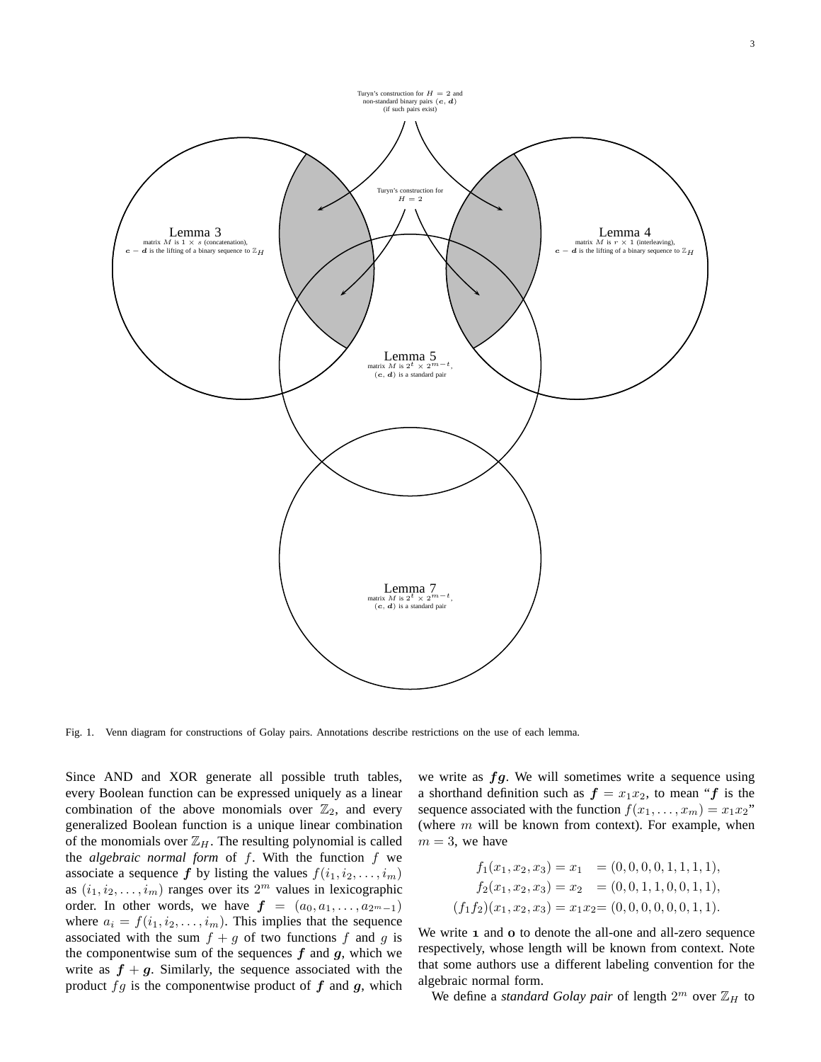Turyn's construction for $H = 2$ and non-standard binary pairs $(\boldsymbol{c}, \boldsymbol{d})$ (if such pairs exist)

Turyn's construction for $H = 2$

Lemma 3
matrix $M$ is $1 \times s$ (concatenation), $\boldsymbol{c} - \boldsymbol{d}$ is the lifting of a binary sequence to $\mathbb{Z}_H$

Lemma 4
matrix $M$ is $r \times 1$ (interleaving), $\boldsymbol{c} - \boldsymbol{d}$ is the lifting of a binary sequence to $\mathbb{Z}_H$

Lemma 5
matrix $M$ is $2^t \times 2^{m-t}$, $(\boldsymbol{c}, \boldsymbol{d})$ is a standard pair

Lemma 7
matrix $M$ is $2^t \times 2^{m-t}$, $(\boldsymbol{c}, \boldsymbol{d})$ is a standard pair

Fig. 1. Venn diagram for constructions of Golay pairs. Annotations describe restrictions on the use of each lemma.

Since AND and XOR generate all possible truth tables, every Boolean function can be expressed uniquely as a linear combination of the above monomials over $\mathbb{Z}_2$, and every generalized Boolean function is a unique linear combination of the monomials over $\mathbb{Z}_H$. The resulting polynomial is called the *algebraic normal form* of $f$. With the function $f$ we associate a sequence $\boldsymbol{f}$ by listing the values $f(i_1, i_2, \ldots, i_m)$ as $(i_1, i_2, \ldots, i_m)$ ranges over its $2^m$ values in lexicographic order. In other words, we have $\boldsymbol{f} = (a_0, a_1, \ldots, a_{2^m-1})$ where $a_i = f(i_1, i_2, \ldots, i_m)$. This implies that the sequence associated with the sum $f + g$ of two functions $f$ and $g$ is the componentwise sum of the sequences $\boldsymbol{f}$ and $\boldsymbol{g}$, which we write as $\boldsymbol{f} + \boldsymbol{g}$. Similarly, the sequence associated with the product $fg$ is the componentwise product of $\boldsymbol{f}$ and $\boldsymbol{g}$, which we write as $\boldsymbol{fg}$. We will sometimes write a sequence using a shorthand definition such as $\boldsymbol{f} = x_1x_2$, to mean "$\boldsymbol{f}$ is the sequence associated with the function $f(x_1, \ldots, x_m) = x_1x_2$" (where $m$ will be known from context). For example, when $m = 3$, we have

$$
\begin{aligned}
f_1(x_1, x_2, x_3) = x_1 \quad &= (0, 0, 0, 0, 1, 1, 1, 1), \\
f_2(x_1, x_2, x_3) = x_2 \quad &= (0, 0, 1, 1, 0, 0, 1, 1), \\
(f_1f_2)(x_1, x_2, x_3) = x_1x_2 &= (0, 0, 0, 0, 0, 0, 1, 1).
\end{aligned}
$$

We write $\mathbf{1}$ and $\mathbf{0}$ to denote the all-one and all-zero sequence respectively, whose length will be known from context. Note that some authors use a different labeling convention for the algebraic normal form.

We define a *standard Golay pair* of length $2^m$ over $\mathbb{Z}_H$ to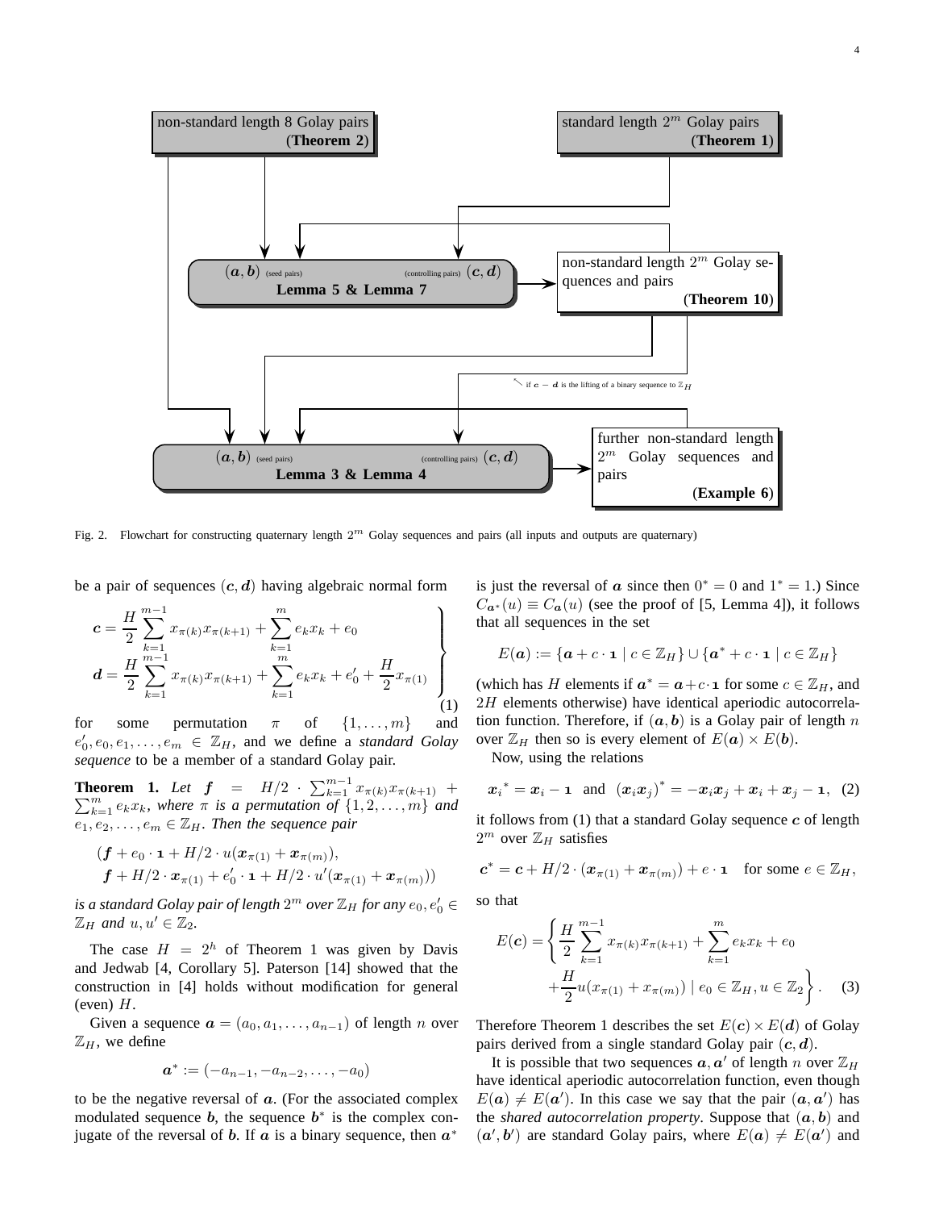Fig. 2. Flowchart for constructing quaternary length $2^m$ Golay sequences and pairs (all inputs and outputs are quaternary)

be a pair of sequences $(\boldsymbol{c}, \boldsymbol{d})$ having algebraic normal form

$$
\left.
\begin{aligned}
\boldsymbol{c} &= \frac{H}{2} \sum_{k=1}^{m-1} x_{\pi(k)} x_{\pi(k+1)} + \sum_{k=1}^{m} e_k x_k + e_0 \\
\boldsymbol{d} &= \frac{H}{2} \sum_{k=1}^{m-1} x_{\pi(k)} x_{\pi(k+1)} + \sum_{k=1}^{m} e_k x_k + e_0' + \frac{H}{2} x_{\pi(1)}
\end{aligned}
\right\} \tag{1}
$$

for some permutation $\pi$ of $\{1, \ldots, m\}$ and $e_0', e_0, e_1, \ldots, e_m \in \mathbb{Z}_H$, and we define a *standard Golay sequence* to be a member of a standard Golay pair.

**Theorem 1.** *Let $\boldsymbol{f} = H/2 \cdot \sum_{k=1}^{m-1} x_{\pi(k)} x_{\pi(k+1)} + \sum_{k=1}^{m} e_k x_k$, where $\pi$ is a permutation of $\{1, 2, \ldots, m\}$ and $e_1, e_2, \ldots, e_m \in \mathbb{Z}_H$. Then the sequence pair*

$$
\begin{aligned}
&(\boldsymbol{f} + e_0 \cdot \mathbf{1} + H/2 \cdot u(\boldsymbol{x}_{\pi(1)} + \boldsymbol{x}_{\pi(m)}), \\
&\boldsymbol{f} + H/2 \cdot \boldsymbol{x}_{\pi(1)} + e_0' \cdot \mathbf{1} + H/2 \cdot u'(\boldsymbol{x}_{\pi(1)} + \boldsymbol{x}_{\pi(m)}))
\end{aligned}
$$

*is a standard Golay pair of length $2^m$ over $\mathbb{Z}_H$ for any $e_0, e_0' \in \mathbb{Z}_H$ and $u, u' \in \mathbb{Z}_2$.*

The case $H = 2^h$ of Theorem 1 was given by Davis and Jedwab [4, Corollary 5]. Paterson [14] showed that the construction in [4] holds without modification for general (even) $H$.

Given a sequence $\boldsymbol{a} = (a_0, a_1, \ldots, a_{n-1})$ of length $n$ over $\mathbb{Z}_H$, we define

$$
\boldsymbol{a}^* := (-a_{n-1}, -a_{n-2}, \ldots, -a_0)
$$

to be the negative reversal of $\boldsymbol{a}$. (For the associated complex modulated sequence $\boldsymbol{b}$, the sequence $\boldsymbol{b}^*$ is the complex conjugate of the reversal of $\boldsymbol{b}$. If $\boldsymbol{a}$ is a binary sequence, then $\boldsymbol{a}^*$ is just the reversal of $\boldsymbol{a}$ since then $0^* = 0$ and $1^* = 1$.) Since $C_{\boldsymbol{a}^*}(u) \equiv C_{\boldsymbol{a}}(u)$ (see the proof of [5, Lemma 4]), it follows that all sequences in the set

$$
E(\boldsymbol{a}) := \{\boldsymbol{a} + c \cdot \mathbf{1} \mid c \in \mathbb{Z}_H\} \cup \{\boldsymbol{a}^* + c \cdot \mathbf{1} \mid c \in \mathbb{Z}_H\}
$$

(which has $H$ elements if $\boldsymbol{a}^* = \boldsymbol{a} + c \cdot \mathbf{1}$ for some $c \in \mathbb{Z}_H$, and $2H$ elements otherwise) have identical aperiodic autocorrelation function. Therefore, if $(\boldsymbol{a}, \boldsymbol{b})$ is a Golay pair of length $n$ over $\mathbb{Z}_H$ then so is every element of $E(\boldsymbol{a}) \times E(\boldsymbol{b})$.

Now, using the relations

$$
{\boldsymbol{x}_i}^* = \boldsymbol{x}_i - \mathbf{1} \quad \text{and} \quad (\boldsymbol{x}_i \boldsymbol{x}_j)^* = -\boldsymbol{x}_i \boldsymbol{x}_j + \boldsymbol{x}_i + \boldsymbol{x}_j - \mathbf{1}, \tag{2}
$$

it follows from (1) that a standard Golay sequence $\boldsymbol{c}$ of length $2^m$ over $\mathbb{Z}_H$ satisfies

$$
\boldsymbol{c}^* = \boldsymbol{c} + H/2 \cdot (\boldsymbol{x}_{\pi(1)} + \boldsymbol{x}_{\pi(m)}) + e \cdot \mathbf{1} \quad \text{for some } e \in \mathbb{Z}_H,
$$

so that

$$
\begin{aligned}
E(\boldsymbol{c}) = \Bigg\{ &\frac{H}{2} \sum_{k=1}^{m-1} x_{\pi(k)} x_{\pi(k+1)} + \sum_{k=1}^{m} e_k x_k + e_0 \\
&+ \frac{H}{2} u (x_{\pi(1)} + x_{\pi(m)}) \mid e_0 \in \mathbb{Z}_H, u \in \mathbb{Z}_2 \Bigg\}.
\end{aligned} \tag{3}
$$

Therefore Theorem 1 describes the set $E(\boldsymbol{c}) \times E(\boldsymbol{d})$ of Golay pairs derived from a single standard Golay pair $(\boldsymbol{c}, \boldsymbol{d})$.

It is possible that two sequences $\boldsymbol{a}, \boldsymbol{a}'$ of length $n$ over $\mathbb{Z}_H$ have identical aperiodic autocorrelation function, even though $E(\boldsymbol{a}) \neq E(\boldsymbol{a}')$. In this case we say that the pair $(\boldsymbol{a}, \boldsymbol{a}')$ has the *shared autocorrelation property*. Suppose that $(\boldsymbol{a}, \boldsymbol{b})$ and $(\boldsymbol{a}', \boldsymbol{b}')$ are standard Golay pairs, where $E(\boldsymbol{a}) \neq E(\boldsymbol{a}')$ and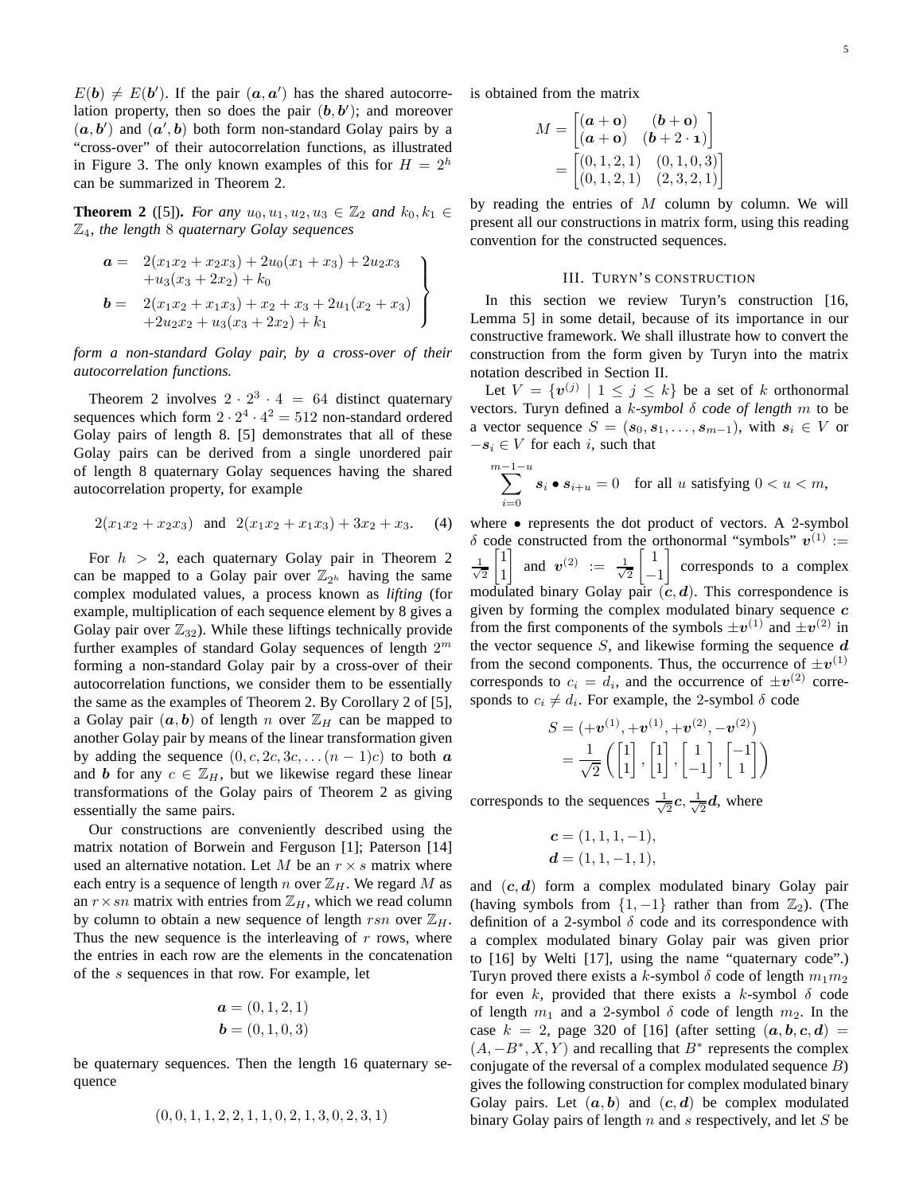$E(\boldsymbol{b}) \neq E(\boldsymbol{b}')$. If the pair $(\boldsymbol{a}, \boldsymbol{a}')$ has the shared autocorrelation property, then so does the pair $(\boldsymbol{b}, \boldsymbol{b}')$; and moreover $(\boldsymbol{a}, \boldsymbol{b}')$ and $(\boldsymbol{a}', \boldsymbol{b})$ both form non-standard Golay pairs by a "cross-over" of their autocorrelation functions, as illustrated in Figure 3. The only known examples of this for $H = 2^h$ can be summarized in Theorem 2.

**Theorem 2** ([5]). *For any $u_0, u_1, u_2, u_3 \in \mathbb{Z}_2$ and $k_0, k_1 \in \mathbb{Z}_4$, the length 8 quaternary Golay sequences*

$$\left.\begin{array}{rl} \boldsymbol{a} = & 2(x_1x_2 + x_2x_3) + 2u_0(x_1 + x_3) + 2u_2x_3 \\ & +u_3(x_3 + 2x_2) + k_0 \\ \boldsymbol{b} = & 2(x_1x_2 + x_1x_3) + x_2 + x_3 + 2u_1(x_2 + x_3) \\ & +2u_2x_2 + u_3(x_3 + 2x_2) + k_1 \end{array}\right\}$$

*form a non-standard Golay pair, by a cross-over of their autocorrelation functions.*

Theorem 2 involves $2 \cdot 2^3 \cdot 4 = 64$ distinct quaternary sequences which form $2 \cdot 2^4 \cdot 4^2 = 512$ non-standard ordered Golay pairs of length 8. [5] demonstrates that all of these Golay pairs can be derived from a single unordered pair of length 8 quaternary Golay sequences having the shared autocorrelation property, for example

$$2(x_1x_2 + x_2x_3) \text{ and } 2(x_1x_2 + x_1x_3) + 3x_2 + x_3. \quad (4)$$

For $h > 2$, each quaternary Golay pair in Theorem 2 can be mapped to a Golay pair over $\mathbb{Z}_{2^h}$ having the same complex modulated values, a process known as *lifting* (for example, multiplication of each sequence element by 8 gives a Golay pair over $\mathbb{Z}_{32}$). While these liftings technically provide further examples of standard Golay sequences of length $2^m$ forming a non-standard Golay pair by a cross-over of their autocorrelation functions, we consider them to be essentially the same as the examples of Theorem 2. By Corollary 2 of [5], a Golay pair $(\boldsymbol{a}, \boldsymbol{b})$ of length $n$ over $\mathbb{Z}_H$ can be mapped to another Golay pair by means of the linear transformation given by adding the sequence $(0, c, 2c, 3c, \ldots (n-1)c)$ to both $\boldsymbol{a}$ and $\boldsymbol{b}$ for any $c \in \mathbb{Z}_H$, but we likewise regard these linear transformations of the Golay pairs of Theorem 2 as giving essentially the same pairs.

Our constructions are conveniently described using the matrix notation of Borwein and Ferguson [1]; Paterson [14] used an alternative notation. Let $M$ be an $r \times s$ matrix where each entry is a sequence of length $n$ over $\mathbb{Z}_H$. We regard $M$ as an $r \times sn$ matrix with entries from $\mathbb{Z}_H$, which we read column by column to obtain a new sequence of length $rsn$ over $\mathbb{Z}_H$. Thus the new sequence is the interleaving of $r$ rows, where the entries in each row are the elements in the concatenation of the $s$ sequences in that row. For example, let

$$\boldsymbol{a} = (0, 1, 2, 1)$$
$$\boldsymbol{b} = (0, 1, 0, 3)$$

be quaternary sequences. Then the length 16 quaternary sequence

$$(0, 0, 1, 1, 2, 2, 1, 1, 0, 2, 1, 3, 0, 2, 3, 1)$$

is obtained from the matrix

$$M = \begin{bmatrix} (\boldsymbol{a} + \mathbf{0}) & (\boldsymbol{b} + \mathbf{0}) \\ (\boldsymbol{a} + \mathbf{0}) & (\boldsymbol{b} + 2 \cdot \mathbf{1}) \end{bmatrix} = \begin{bmatrix} (0, 1, 2, 1) & (0, 1, 0, 3) \\ (0, 1, 2, 1) & (2, 3, 2, 1) \end{bmatrix}$$

by reading the entries of $M$ column by column. We will present all our constructions in matrix form, using this reading convention for the constructed sequences.

## III. Turyn's construction

In this section we review Turyn's construction [16, Lemma 5] in some detail, because of its importance in our constructive framework. We shall illustrate how to convert the construction from the form given by Turyn into the matrix notation described in Section II.

Let $V = \{\boldsymbol{v}^{(j)} \mid 1 \leq j \leq k\}$ be a set of $k$ orthonormal vectors. Turyn defined a *$k$-symbol $\delta$ code of length* $m$ to be a vector sequence $S = (\boldsymbol{s}_0, \boldsymbol{s}_1, \ldots, \boldsymbol{s}_{m-1})$, with $\boldsymbol{s}_i \in V$ or $-\boldsymbol{s}_i \in V$ for each $i$, such that

$$\sum_{i=0}^{m-1-u} \boldsymbol{s}_i \bullet \boldsymbol{s}_{i+u} = 0 \quad \text{for all } u \text{ satisfying } 0 < u < m,$$

where $\bullet$ represents the dot product of vectors. A 2-symbol $\delta$ code constructed from the orthonormal "symbols" $\boldsymbol{v}^{(1)} := \frac{1}{\sqrt{2}}\begin{bmatrix} 1 \\ 1 \end{bmatrix}$ and $\boldsymbol{v}^{(2)} := \frac{1}{\sqrt{2}}\begin{bmatrix} 1 \\ -1 \end{bmatrix}$ corresponds to a complex modulated binary Golay pair $(\boldsymbol{c}, \boldsymbol{d})$. This correspondence is given by forming the complex modulated binary sequence $\boldsymbol{c}$ from the first components of the symbols $\pm\boldsymbol{v}^{(1)}$ and $\pm\boldsymbol{v}^{(2)}$ in the vector sequence $S$, and likewise forming the sequence $\boldsymbol{d}$ from the second components. Thus, the occurrence of $\pm\boldsymbol{v}^{(1)}$ corresponds to $c_i = d_i$, and the occurrence of $\pm\boldsymbol{v}^{(2)}$ corresponds to $c_i \neq d_i$. For example, the 2-symbol $\delta$ code

$$S = (+\boldsymbol{v}^{(1)}, +\boldsymbol{v}^{(1)}, +\boldsymbol{v}^{(2)}, -\boldsymbol{v}^{(2)}) = \frac{1}{\sqrt{2}}\left(\begin{bmatrix} 1 \\ 1 \end{bmatrix}, \begin{bmatrix} 1 \\ 1 \end{bmatrix}, \begin{bmatrix} 1 \\ -1 \end{bmatrix}, \begin{bmatrix} -1 \\ 1 \end{bmatrix}\right)$$

corresponds to the sequences $\frac{1}{\sqrt{2}}\boldsymbol{c}$, $\frac{1}{\sqrt{2}}\boldsymbol{d}$, where

$$\boldsymbol{c} = (1, 1, 1, -1),$$
$$\boldsymbol{d} = (1, 1, -1, 1),$$

and $(\boldsymbol{c}, \boldsymbol{d})$ form a complex modulated binary Golay pair (having symbols from $\{1, -1\}$ rather than from $\mathbb{Z}_2$). (The definition of a 2-symbol $\delta$ code and its correspondence with a complex modulated binary Golay pair was given prior to [16] by Welti [17], using the name "quaternary code".) Turyn proved there exists a $k$-symbol $\delta$ code of length $m_1m_2$ for even $k$, provided that there exists a $k$-symbol $\delta$ code of length $m_1$ and a 2-symbol $\delta$ code of length $m_2$. In the case $k = 2$, page 320 of [16] (after setting $(\boldsymbol{a}, \boldsymbol{b}, \boldsymbol{c}, \boldsymbol{d}) = (A, -B^*, X, Y)$ and recalling that $B^*$ represents the complex conjugate of the reversal of a complex modulated sequence $B$) gives the following construction for complex modulated binary Golay pairs. Let $(\boldsymbol{a}, \boldsymbol{b})$ and $(\boldsymbol{c}, \boldsymbol{d})$ be complex modulated binary Golay pairs of length $n$ and $s$ respectively, and let $S$ be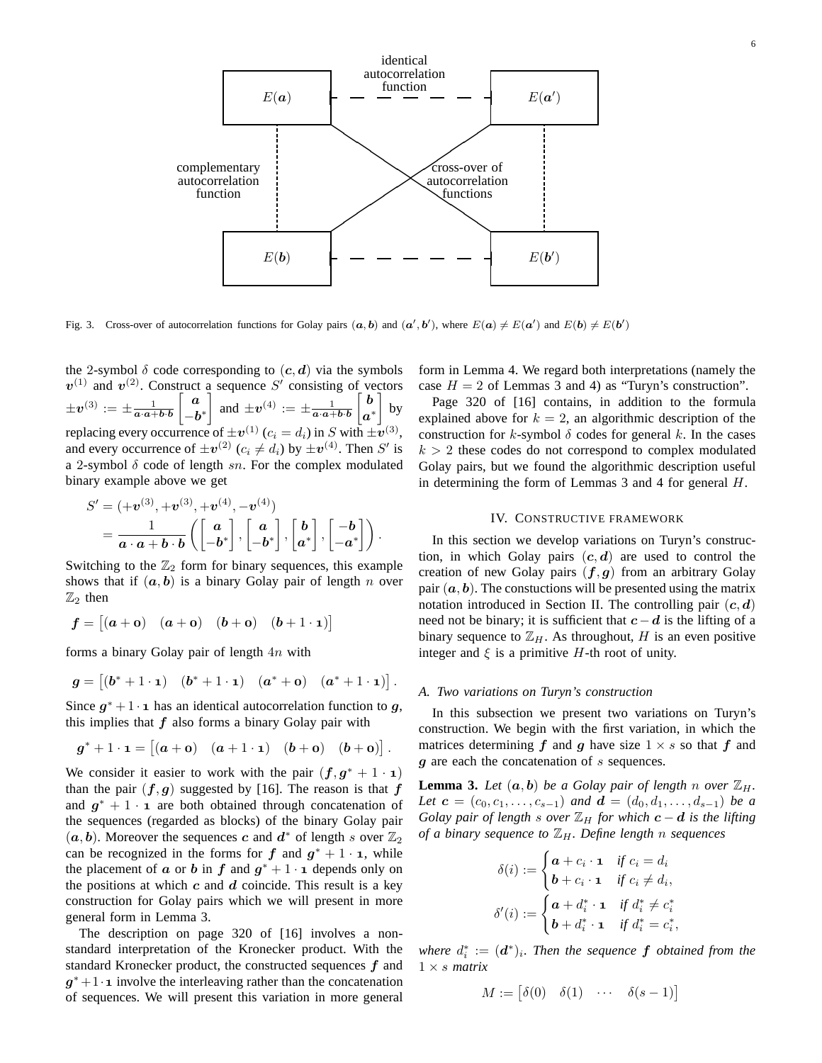identical autocorrelation function

$E(\boldsymbol{a})$ — $E(\boldsymbol{a}')$

complementary autocorrelation function

cross-over of autocorrelation functions

$E(\boldsymbol{b})$ — $E(\boldsymbol{b}')$

Fig. 3. Cross-over of autocorrelation functions for Golay pairs $(\boldsymbol{a}, \boldsymbol{b})$ and $(\boldsymbol{a}', \boldsymbol{b}')$, where $E(\boldsymbol{a}) \neq E(\boldsymbol{a}')$ and $E(\boldsymbol{b}) \neq E(\boldsymbol{b}')$

the 2-symbol $\delta$ code corresponding to $(\boldsymbol{c}, \boldsymbol{d})$ via the symbols $\boldsymbol{v}^{(1)}$ and $\boldsymbol{v}^{(2)}$. Construct a sequence $S'$ consisting of vectors $\pm\boldsymbol{v}^{(3)} := \pm\frac{1}{\boldsymbol{a}\cdot\boldsymbol{a}+\boldsymbol{b}\cdot\boldsymbol{b}}\begin{bmatrix}\boldsymbol{a}\\-\boldsymbol{b}^*\end{bmatrix}$ and $\pm\boldsymbol{v}^{(4)} := \pm\frac{1}{\boldsymbol{a}\cdot\boldsymbol{a}+\boldsymbol{b}\cdot\boldsymbol{b}}\begin{bmatrix}\boldsymbol{b}\\\boldsymbol{a}^*\end{bmatrix}$ by replacing every occurrence of $\pm\boldsymbol{v}^{(1)}$ ($c_i = d_i$) in $S$ with $\pm\boldsymbol{v}^{(3)}$, and every occurrence of $\pm\boldsymbol{v}^{(2)}$ ($c_i \neq d_i$) by $\pm\boldsymbol{v}^{(4)}$. Then $S'$ is a 2-symbol $\delta$ code of length $sn$. For the complex modulated binary example above we get

$$\begin{aligned}S' &= (+\boldsymbol{v}^{(3)}, +\boldsymbol{v}^{(3)}, +\boldsymbol{v}^{(4)}, -\boldsymbol{v}^{(4)})\\ &= \frac{1}{\boldsymbol{a}\cdot\boldsymbol{a}+\boldsymbol{b}\cdot\boldsymbol{b}}\left(\begin{bmatrix}\boldsymbol{a}\\-\boldsymbol{b}^*\end{bmatrix}, \begin{bmatrix}\boldsymbol{a}\\-\boldsymbol{b}^*\end{bmatrix}, \begin{bmatrix}\boldsymbol{b}\\\boldsymbol{a}^*\end{bmatrix}, \begin{bmatrix}-\boldsymbol{b}\\-\boldsymbol{a}^*\end{bmatrix}\right).\end{aligned}$$

Switching to the $\mathbb{Z}_2$ form for binary sequences, this example shows that if $(\boldsymbol{a}, \boldsymbol{b})$ is a binary Golay pair of length $n$ over $\mathbb{Z}_2$ then

$$\boldsymbol{f} = \begin{bmatrix}(\boldsymbol{a}+\mathbf{0}) & (\boldsymbol{a}+\mathbf{0}) & (\boldsymbol{b}+\mathbf{0}) & (\boldsymbol{b}+1\cdot\mathbf{1})\end{bmatrix}$$

forms a binary Golay pair of length $4n$ with

$$\boldsymbol{g} = \begin{bmatrix}(\boldsymbol{b}^*+1\cdot\mathbf{1}) & (\boldsymbol{b}^*+1\cdot\mathbf{1}) & (\boldsymbol{a}^*+\mathbf{0}) & (\boldsymbol{a}^*+1\cdot\mathbf{1})\end{bmatrix}.$$

Since $\boldsymbol{g}^*+1\cdot\mathbf{1}$ has an identical autocorrelation function to $\boldsymbol{g}$, this implies that $\boldsymbol{f}$ also forms a binary Golay pair with

$$\boldsymbol{g}^*+1\cdot\mathbf{1} = \begin{bmatrix}(\boldsymbol{a}+\mathbf{0}) & (\boldsymbol{a}+1\cdot\mathbf{1}) & (\boldsymbol{b}+\mathbf{0}) & (\boldsymbol{b}+\mathbf{0})\end{bmatrix}.$$

We consider it easier to work with the pair $(\boldsymbol{f}, \boldsymbol{g}^*+1\cdot\mathbf{1})$ than the pair $(\boldsymbol{f}, \boldsymbol{g})$ suggested by [16]. The reason is that $\boldsymbol{f}$ and $\boldsymbol{g}^*+1\cdot\mathbf{1}$ are both obtained through concatenation of the sequences (regarded as blocks) of the binary Golay pair $(\boldsymbol{a}, \boldsymbol{b})$. Moreover the sequences $\boldsymbol{c}$ and $\boldsymbol{d}^*$ of length $s$ over $\mathbb{Z}_2$ can be recognized in the forms for $\boldsymbol{f}$ and $\boldsymbol{g}^*+1\cdot\mathbf{1}$, while the placement of $\boldsymbol{a}$ or $\boldsymbol{b}$ in $\boldsymbol{f}$ and $\boldsymbol{g}^*+1\cdot\mathbf{1}$ depends only on the positions at which $\boldsymbol{c}$ and $\boldsymbol{d}$ coincide. This result is a key construction for Golay pairs which we will present in more general form in Lemma 3.

The description on page 320 of [16] involves a non-standard interpretation of the Kronecker product. With the standard Kronecker product, the constructed sequences $\boldsymbol{f}$ and $\boldsymbol{g}^*+1\cdot\mathbf{1}$ involve the interleaving rather than the concatenation of sequences. We will present this variation in more general form in Lemma 4. We regard both interpretations (namely the case $H = 2$ of Lemmas 3 and 4) as "Turyn's construction".

Page 320 of [16] contains, in addition to the formula explained above for $k = 2$, an algorithmic description of the construction for $k$-symbol $\delta$ codes for general $k$. In the cases $k > 2$ these codes do not correspond to complex modulated Golay pairs, but we found the algorithmic description useful in determining the form of Lemmas 3 and 4 for general $H$.

## IV. Constructive Framework

In this section we develop variations on Turyn's construction, in which Golay pairs $(\boldsymbol{c}, \boldsymbol{d})$ are used to control the creation of new Golay pairs $(\boldsymbol{f}, \boldsymbol{g})$ from an arbitrary Golay pair $(\boldsymbol{a}, \boldsymbol{b})$. The constuctions will be presented using the matrix notation introduced in Section II. The controlling pair $(\boldsymbol{c}, \boldsymbol{d})$ need not be binary; it is sufficient that $\boldsymbol{c}-\boldsymbol{d}$ is the lifting of a binary sequence to $\mathbb{Z}_H$. As throughout, $H$ is an even positive integer and $\xi$ is a primitive $H$-th root of unity.

### A. Two variations on Turyn's construction

In this subsection we present two variations on Turyn's construction. We begin with the first variation, in which the matrices determining $\boldsymbol{f}$ and $\boldsymbol{g}$ have size $1 \times s$ so that $\boldsymbol{f}$ and $\boldsymbol{g}$ are each the concatenation of $s$ sequences.

**Lemma 3.** *Let $(\boldsymbol{a}, \boldsymbol{b})$ be a Golay pair of length $n$ over $\mathbb{Z}_H$. Let $\boldsymbol{c} = (c_0, c_1, \ldots, c_{s-1})$ and $\boldsymbol{d} = (d_0, d_1, \ldots, d_{s-1})$ be a Golay pair of length $s$ over $\mathbb{Z}_H$ for which $\boldsymbol{c}-\boldsymbol{d}$ is the lifting of a binary sequence to $\mathbb{Z}_H$. Define length $n$ sequences*

$$\delta(i) := \begin{cases}\boldsymbol{a}+c_i\cdot\mathbf{1} & \text{if } c_i = d_i\\ \boldsymbol{b}+c_i\cdot\mathbf{1} & \text{if } c_i \neq d_i,\end{cases}$$

$$\delta'(i) := \begin{cases}\boldsymbol{a}+d_i^*\cdot\mathbf{1} & \text{if } d_i^* \neq c_i^*\\ \boldsymbol{b}+d_i^*\cdot\mathbf{1} & \text{if } d_i^* = c_i^*,\end{cases}$$

*where $d_i^* := (\boldsymbol{d}^*)_i$. Then the sequence $\boldsymbol{f}$ obtained from the $1 \times s$ matrix*

$$M := \begin{bmatrix}\delta(0) & \delta(1) & \cdots & \delta(s-1)\end{bmatrix}$$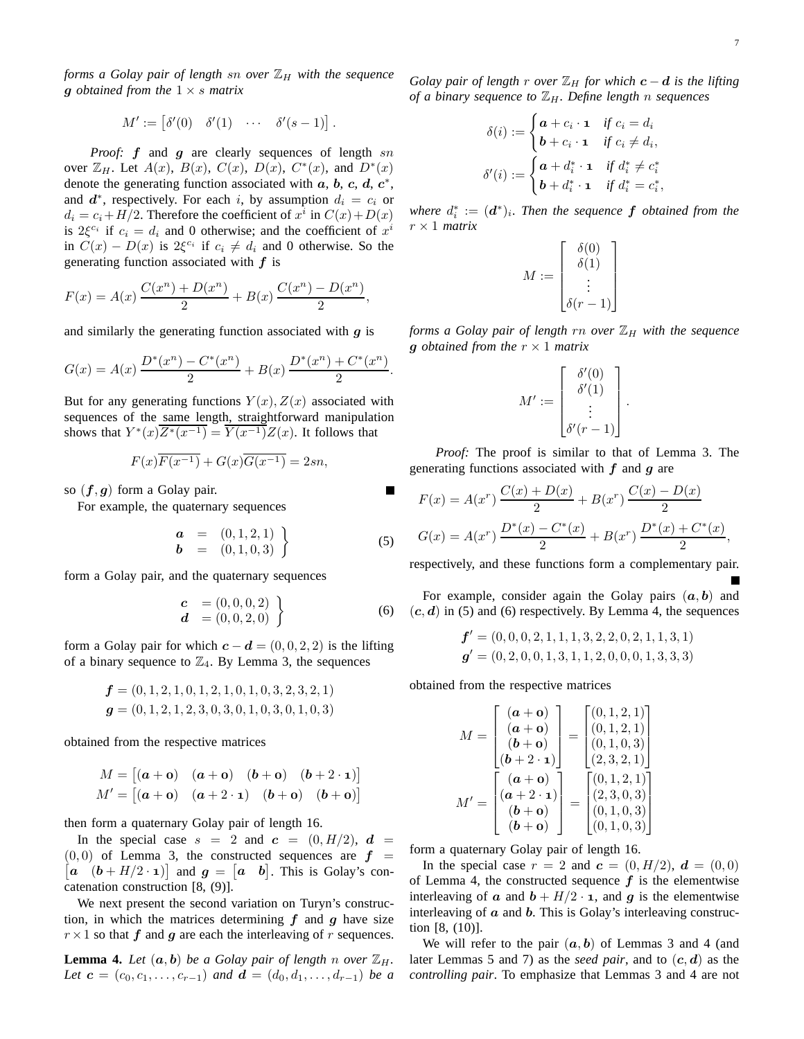*forms a Golay pair of length $sn$ over $\mathbb{Z}_H$ with the sequence $\boldsymbol{g}$ obtained from the $1 \times s$ matrix*

$$M' := \begin{bmatrix} \delta'(0) & \delta'(1) & \cdots & \delta'(s-1) \end{bmatrix}.$$

*Proof:* $\boldsymbol{f}$ and $\boldsymbol{g}$ are clearly sequences of length $sn$ over $\mathbb{Z}_H$. Let $A(x)$, $B(x)$, $C(x)$, $D(x)$, $C^*(x)$, and $D^*(x)$ denote the generating function associated with $\boldsymbol{a}$, $\boldsymbol{b}$, $\boldsymbol{c}$, $\boldsymbol{d}$, $\boldsymbol{c}^*$, and $\boldsymbol{d}^*$, respectively. For each $i$, by assumption $d_i = c_i$ or $d_i = c_i + H/2$. Therefore the coefficient of $x^i$ in $C(x)+D(x)$ is $2\xi^{c_i}$ if $c_i = d_i$ and 0 otherwise; and the coefficient of $x^i$ in $C(x) - D(x)$ is $2\xi^{c_i}$ if $c_i \neq d_i$ and 0 otherwise. So the generating function associated with $\boldsymbol{f}$ is

$$F(x) = A(x)\,\frac{C(x^n)+D(x^n)}{2} + B(x)\,\frac{C(x^n)-D(x^n)}{2},$$

and similarly the generating function associated with $\boldsymbol{g}$ is

$$G(x) = A(x)\,\frac{D^*(x^n)-C^*(x^n)}{2} + B(x)\,\frac{D^*(x^n)+C^*(x^n)}{2}.$$

But for any generating functions $Y(x), Z(x)$ associated with sequences of the same length, straightforward manipulation shows that $Y^*(x)\overline{Z^*(x^{-1})} = \overline{Y(x^{-1})}Z(x)$. It follows that

$$F(x)\overline{F(x^{-1})} + G(x)\overline{G(x^{-1})} = 2sn,$$

so $(\boldsymbol{f}, \boldsymbol{g})$ form a Golay pair. ∎

For example, the quaternary sequences

$$\left.\begin{array}{rcl} \boldsymbol{a} &=& (0,1,2,1) \\ \boldsymbol{b} &=& (0,1,0,3) \end{array}\right\} \tag{5}$$

form a Golay pair, and the quaternary sequences

$$\left.\begin{array}{rl} \boldsymbol{c} &= (0,0,0,2) \\ \boldsymbol{d} &= (0,0,2,0) \end{array}\right\} \tag{6}$$

form a Golay pair for which $\boldsymbol{c} - \boldsymbol{d} = (0,0,2,2)$ is the lifting of a binary sequence to $\mathbb{Z}_4$. By Lemma 3, the sequences

$$\boldsymbol{f} = (0,1,2,1,0,1,2,1,0,1,0,3,2,3,2,1)$$
$$\boldsymbol{g} = (0,1,2,1,2,3,0,3,0,1,0,3,0,1,0,3)$$

obtained from the respective matrices

$$M = \begin{bmatrix} (\boldsymbol{a}+\mathbf{0}) & (\boldsymbol{a}+\mathbf{0}) & (\boldsymbol{b}+\mathbf{0}) & (\boldsymbol{b}+2\cdot\mathbf{1}) \end{bmatrix}$$
$$M' = \begin{bmatrix} (\boldsymbol{a}+\mathbf{0}) & (\boldsymbol{a}+2\cdot\mathbf{1}) & (\boldsymbol{b}+\mathbf{0}) & (\boldsymbol{b}+\mathbf{0}) \end{bmatrix}$$

then form a quaternary Golay pair of length 16.

In the special case $s = 2$ and $\boldsymbol{c} = (0, H/2)$, $\boldsymbol{d} = (0,0)$ of Lemma 3, the constructed sequences are $\boldsymbol{f} = \begin{bmatrix} \boldsymbol{a} & (\boldsymbol{b} + H/2\cdot\mathbf{1}) \end{bmatrix}$ and $\boldsymbol{g} = \begin{bmatrix} \boldsymbol{a} & \boldsymbol{b} \end{bmatrix}$. This is Golay's concatenation construction [8, (9)].

We next present the second variation on Turyn's construction, in which the matrices determining $\boldsymbol{f}$ and $\boldsymbol{g}$ have size $r \times 1$ so that $\boldsymbol{f}$ and $\boldsymbol{g}$ are each the interleaving of $r$ sequences.

**Lemma 4.** *Let $(\boldsymbol{a}, \boldsymbol{b})$ be a Golay pair of length $n$ over $\mathbb{Z}_H$. Let $\boldsymbol{c} = (c_0, c_1, \ldots, c_{r-1})$ and $\boldsymbol{d} = (d_0, d_1, \ldots, d_{r-1})$ be a Golay pair of length $r$ over $\mathbb{Z}_H$ for which $\boldsymbol{c} - \boldsymbol{d}$ is the lifting of a binary sequence to $\mathbb{Z}_H$. Define length $n$ sequences*

$$\delta(i) := \begin{cases} \boldsymbol{a} + c_i\cdot\mathbf{1} & \text{if } c_i = d_i \\ \boldsymbol{b} + c_i\cdot\mathbf{1} & \text{if } c_i \neq d_i, \end{cases}$$

$$\delta'(i) := \begin{cases} \boldsymbol{a} + d_i^*\cdot\mathbf{1} & \text{if } d_i^* \neq c_i^* \\ \boldsymbol{b} + d_i^*\cdot\mathbf{1} & \text{if } d_i^* = c_i^*, \end{cases}$$

*where $d_i^* := (\boldsymbol{d}^*)_i$. Then the sequence $\boldsymbol{f}$ obtained from the $r \times 1$ matrix*

$$M := \begin{bmatrix} \delta(0) \\ \delta(1) \\ \vdots \\ \delta(r-1) \end{bmatrix}$$

*forms a Golay pair of length $rn$ over $\mathbb{Z}_H$ with the sequence $\boldsymbol{g}$ obtained from the $r \times 1$ matrix*

$$M' := \begin{bmatrix} \delta'(0) \\ \delta'(1) \\ \vdots \\ \delta'(r-1) \end{bmatrix}.$$

*Proof:* The proof is similar to that of Lemma 3. The generating functions associated with $\boldsymbol{f}$ and $\boldsymbol{g}$ are

$$F(x) = A(x^r)\,\frac{C(x)+D(x)}{2} + B(x^r)\,\frac{C(x)-D(x)}{2}$$
$$G(x) = A(x^r)\,\frac{D^*(x)-C^*(x)}{2} + B(x^r)\,\frac{D^*(x)+C^*(x)}{2},$$

respectively, and these functions form a complementary pair. ∎

For example, consider again the Golay pairs $(\boldsymbol{a}, \boldsymbol{b})$ and $(\boldsymbol{c}, \boldsymbol{d})$ in (5) and (6) respectively. By Lemma 4, the sequences

$$\boldsymbol{f}' = (0,0,0,2,1,1,1,3,2,2,0,2,1,1,3,1)$$
$$\boldsymbol{g}' = (0,2,0,0,1,3,1,1,2,0,0,0,1,3,3,3)$$

obtained from the respective matrices

$$M = \begin{bmatrix} (\boldsymbol{a}+\mathbf{0}) \\ (\boldsymbol{a}+\mathbf{0}) \\ (\boldsymbol{b}+\mathbf{0}) \\ (\boldsymbol{b}+2\cdot\mathbf{1}) \end{bmatrix} = \begin{bmatrix} (0,1,2,1) \\ (0,1,2,1) \\ (0,1,0,3) \\ (2,3,2,1) \end{bmatrix}$$

$$M' = \begin{bmatrix} (\boldsymbol{a}+\mathbf{0}) \\ (\boldsymbol{a}+2\cdot\mathbf{1}) \\ (\boldsymbol{b}+\mathbf{0}) \\ (\boldsymbol{b}+\mathbf{0}) \end{bmatrix} = \begin{bmatrix} (0,1,2,1) \\ (2,3,0,3) \\ (0,1,0,3) \\ (0,1,0,3) \end{bmatrix}$$

form a quaternary Golay pair of length 16.

In the special case $r = 2$ and $\boldsymbol{c} = (0, H/2)$, $\boldsymbol{d} = (0,0)$ of Lemma 4, the constructed sequence $\boldsymbol{f}$ is the elementwise interleaving of $\boldsymbol{a}$ and $\boldsymbol{b} + H/2\cdot\mathbf{1}$, and $\boldsymbol{g}$ is the elementwise interleaving of $\boldsymbol{a}$ and $\boldsymbol{b}$. This is Golay's interleaving construction [8, (10)].

We will refer to the pair $(\boldsymbol{a}, \boldsymbol{b})$ of Lemmas 3 and 4 (and later Lemmas 5 and 7) as the *seed pair*, and to $(\boldsymbol{c}, \boldsymbol{d})$ as the *controlling pair*. To emphasize that Lemmas 3 and 4 are not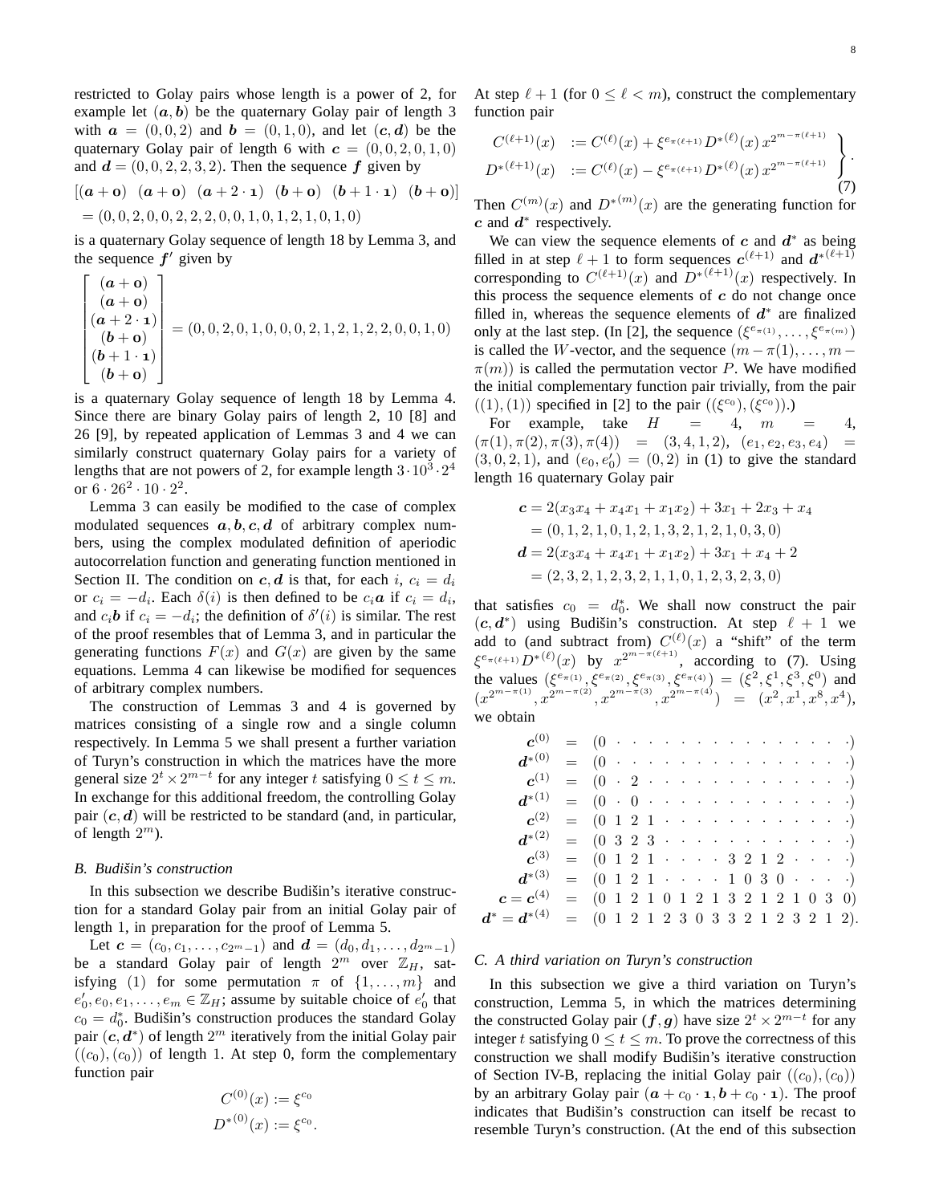restricted to Golay pairs whose length is a power of 2, for example let $(\boldsymbol{a}, \boldsymbol{b})$ be the quaternary Golay pair of length 3 with $\boldsymbol{a} = (0, 0, 2)$ and $\boldsymbol{b} = (0, 1, 0)$, and let $(\boldsymbol{c}, \boldsymbol{d})$ be the quaternary Golay pair of length 6 with $\boldsymbol{c} = (0, 0, 2, 0, 1, 0)$ and $\boldsymbol{d} = (0, 0, 2, 2, 3, 2)$. Then the sequence $\boldsymbol{f}$ given by

$$
\begin{aligned}
&[(\boldsymbol{a}+\mathbf{o}) \;\; (\boldsymbol{a}+\mathbf{o}) \;\; (\boldsymbol{a}+2\cdot\mathbf{1}) \;\; (\boldsymbol{b}+\mathbf{o}) \;\; (\boldsymbol{b}+1\cdot\mathbf{1}) \;\; (\boldsymbol{b}+\mathbf{o})] \\
&= (0,0,2,0,0,2,2,2,0,0,1,0,1,2,1,0,1,0)
\end{aligned}
$$

is a quaternary Golay sequence of length 18 by Lemma 3, and the sequence $\boldsymbol{f}'$ given by

$$
\begin{bmatrix} (\boldsymbol{a}+\mathbf{o}) \\ (\boldsymbol{a}+\mathbf{o}) \\ (\boldsymbol{a}+2\cdot\mathbf{1}) \\ (\boldsymbol{b}+\mathbf{o}) \\ (\boldsymbol{b}+1\cdot\mathbf{1}) \\ (\boldsymbol{b}+\mathbf{o}) \end{bmatrix} = (0,0,2,0,1,0,0,0,2,1,2,1,2,2,0,0,1,0)
$$

is a quaternary Golay sequence of length 18 by Lemma 4. Since there are binary Golay pairs of length 2, 10 [8] and 26 [9], by repeated application of Lemmas 3 and 4 we can similarly construct quaternary Golay pairs for a variety of lengths that are not powers of 2, for example length $3 \cdot 10^3 \cdot 2^4$ or $6 \cdot 26^2 \cdot 10 \cdot 2^2$.

Lemma 3 can easily be modified to the case of complex modulated sequences $\boldsymbol{a}, \boldsymbol{b}, \boldsymbol{c}, \boldsymbol{d}$ of arbitrary complex numbers, using the complex modulated definition of aperiodic autocorrelation function and generating function mentioned in Section II. The condition on $\boldsymbol{c}, \boldsymbol{d}$ is that, for each $i$, $c_i = d_i$ or $c_i = -d_i$. Each $\delta(i)$ is then defined to be $c_i\boldsymbol{a}$ if $c_i = d_i$, and $c_i\boldsymbol{b}$ if $c_i = -d_i$; the definition of $\delta'(i)$ is similar. The rest of the proof resembles that of Lemma 3, and in particular the generating functions $F(x)$ and $G(x)$ are given by the same equations. Lemma 4 can likewise be modified for sequences of arbitrary complex numbers.

The construction of Lemmas 3 and 4 is governed by matrices consisting of a single row and a single column respectively. In Lemma 5 we shall present a further variation of Turyn's construction in which the matrices have the more general size $2^t \times 2^{m-t}$ for any integer $t$ satisfying $0 \le t \le m$. In exchange for this additional freedom, the controlling Golay pair $(\boldsymbol{c}, \boldsymbol{d})$ will be restricted to be standard (and, in particular, of length $2^m$).

### *B. Budišin's construction*

In this subsection we describe Budišin's iterative construction for a standard Golay pair from an initial Golay pair of length 1, in preparation for the proof of Lemma 5.

Let $\boldsymbol{c} = (c_0, c_1, \ldots, c_{2^m-1})$ and $\boldsymbol{d} = (d_0, d_1, \ldots, d_{2^m-1})$ be a standard Golay pair of length $2^m$ over $\mathbb{Z}_H$, satisfying (1) for some permutation $\pi$ of $\{1, \ldots, m\}$ and $e'_0, e_0, e_1, \ldots, e_m \in \mathbb{Z}_H$; assume by suitable choice of $e'_0$ that $c_0 = d^*_0$. Budišin's construction produces the standard Golay pair $(\boldsymbol{c}, \boldsymbol{d}^*)$ of length $2^m$ iteratively from the initial Golay pair $((c_0), (c_0))$ of length 1. At step 0, form the complementary function pair

$$
\begin{aligned}
C^{(0)}(x) &:= \xi^{c_0} \\
D^{*(0)}(x) &:= \xi^{c_0}.
\end{aligned}
$$

At step $\ell + 1$ (for $0 \le \ell < m$), construct the complementary function pair

$$
\left.
\begin{aligned}
C^{(\ell+1)}(x) &:= C^{(\ell)}(x) + \xi^{e_{\pi(\ell+1)}} D^{*(\ell)}(x)\, x^{2^{m-\pi(\ell+1)}} \\
D^{*(\ell+1)}(x) &:= C^{(\ell)}(x) - \xi^{e_{\pi(\ell+1)}} D^{*(\ell)}(x)\, x^{2^{m-\pi(\ell+1)}}
\end{aligned}
\right\}. \tag{7}
$$

Then $C^{(m)}(x)$ and $D^{*(m)}(x)$ are the generating function for $\boldsymbol{c}$ and $\boldsymbol{d}^*$ respectively.

We can view the sequence elements of $\boldsymbol{c}$ and $\boldsymbol{d}^*$ as being filled in at step $\ell + 1$ to form sequences $\boldsymbol{c}^{(\ell+1)}$ and $\boldsymbol{d}^{*(\ell+1)}$ corresponding to $C^{(\ell+1)}(x)$ and $D^{*(\ell+1)}(x)$ respectively. In this process the sequence elements of $\boldsymbol{c}$ do not change once filled in, whereas the sequence elements of $\boldsymbol{d}^*$ are finalized only at the last step. (In [2], the sequence $(\xi^{e_{\pi(1)}}, \ldots, \xi^{e_{\pi(m)}})$ is called the $W$-vector, and the sequence $(m - \pi(1), \ldots, m - \pi(m))$ is called the permutation vector $P$. We have modified the initial complementary function pair trivially, from the pair $((1), (1))$ specified in [2] to the pair $((\xi^{c_0}), (\xi^{c_0}))$.)

For example, take $H = 4$, $m = 4$, $(\pi(1), \pi(2), \pi(3), \pi(4)) = (3, 4, 1, 2)$, $(e_1, e_2, e_3, e_4) = (3, 0, 2, 1)$, and $(e_0, e'_0) = (0, 2)$ in (1) to give the standard length 16 quaternary Golay pair

$$
\begin{aligned}
\boldsymbol{c} &= 2(x_3x_4 + x_4x_1 + x_1x_2) + 3x_1 + 2x_3 + x_4 \\
&= (0,1,2,1,0,1,2,1,3,2,1,2,1,0,3,0) \\
\boldsymbol{d} &= 2(x_3x_4 + x_4x_1 + x_1x_2) + 3x_1 + x_4 + 2 \\
&= (2,3,2,1,2,3,2,1,1,0,1,2,3,2,3,0)
\end{aligned}
$$

that satisfies $c_0 = d^*_0$. We shall now construct the pair $(\boldsymbol{c}, \boldsymbol{d}^*)$ using Budišin's construction. At step $\ell + 1$ we add to (and subtract from) $C^{(\ell)}(x)$ a "shift" of the term $\xi^{e_{\pi(\ell+1)}} D^{*(\ell)}(x)$ by $x^{2^{m-\pi(\ell+1)}}$, according to (7). Using the values $(\xi^{e_{\pi(1)}}, \xi^{e_{\pi(2)}}, \xi^{e_{\pi(3)}}, \xi^{e_{\pi(4)}}) = (\xi^2, \xi^1, \xi^3, \xi^0)$ and $(x^{2^{m-\pi(1)}}, x^{2^{m-\pi(2)}}, x^{2^{m-\pi(3)}}, x^{2^{m-\pi(4)}}) = (x^2, x^1, x^8, x^4)$, we obtain

$$
\begin{array}{rcl}
\boldsymbol{c}^{(0)} &=& (0 \; \cdot \; \cdot \; \cdot \; \cdot \; \cdot \; \cdot \; \cdot \; \cdot \; \cdot \; \cdot \; \cdot \; \cdot \; \cdot \; \cdot \; \cdot) \\
\boldsymbol{d}^{*(0)} &=& (0 \; \cdot \; \cdot \; \cdot \; \cdot \; \cdot \; \cdot \; \cdot \; \cdot \; \cdot \; \cdot \; \cdot \; \cdot \; \cdot \; \cdot \; \cdot) \\
\boldsymbol{c}^{(1)} &=& (0 \; \cdot \; 2 \; \cdot \; \cdot \; \cdot \; \cdot \; \cdot \; \cdot \; \cdot \; \cdot \; \cdot \; \cdot \; \cdot \; \cdot \; \cdot) \\
\boldsymbol{d}^{*(1)} &=& (0 \; \cdot \; 0 \; \cdot \; \cdot \; \cdot \; \cdot \; \cdot \; \cdot \; \cdot \; \cdot \; \cdot \; \cdot \; \cdot \; \cdot \; \cdot) \\
\boldsymbol{c}^{(2)} &=& (0 \; 1 \; 2 \; 1 \; \cdot \; \cdot \; \cdot \; \cdot \; \cdot \; \cdot \; \cdot \; \cdot \; \cdot \; \cdot \; \cdot \; \cdot) \\
\boldsymbol{d}^{*(2)} &=& (0 \; 3 \; 2 \; 3 \; \cdot \; \cdot \; \cdot \; \cdot \; \cdot \; \cdot \; \cdot \; \cdot \; \cdot \; \cdot \; \cdot \; \cdot) \\
\boldsymbol{c}^{(3)} &=& (0 \; 1 \; 2 \; 1 \; \cdot \; \cdot \; \cdot \; \cdot \; 3 \; 2 \; 1 \; 2 \; \cdot \; \cdot \; \cdot \; \cdot) \\
\boldsymbol{d}^{*(3)} &=& (0 \; 1 \; 2 \; 1 \; \cdot \; \cdot \; \cdot \; \cdot \; 1 \; 0 \; 3 \; 0 \; \cdot \; \cdot \; \cdot \; \cdot) \\
\boldsymbol{c} = \boldsymbol{c}^{(4)} &=& (0 \; 1 \; 2 \; 1 \; 0 \; 1 \; 2 \; 1 \; 3 \; 2 \; 1 \; 2 \; 1 \; 0 \; 3 \; 0) \\
\boldsymbol{d}^* = \boldsymbol{d}^{*(4)} &=& (0 \; 1 \; 2 \; 1 \; 2 \; 3 \; 0 \; 3 \; 3 \; 2 \; 1 \; 2 \; 3 \; 2 \; 1 \; 2).
\end{array}
$$

### *C. A third variation on Turyn's construction*

In this subsection we give a third variation on Turyn's construction, Lemma 5, in which the matrices determining the constructed Golay pair $(\boldsymbol{f}, \boldsymbol{g})$ have size $2^t \times 2^{m-t}$ for any integer $t$ satisfying $0 \le t \le m$. To prove the correctness of this construction we shall modify Budišin's iterative construction of Section IV-B, replacing the initial Golay pair $((c_0), (c_0))$ by an arbitrary Golay pair $(\boldsymbol{a} + c_0 \cdot \mathbf{1}, \boldsymbol{b} + c_0 \cdot \mathbf{1})$. The proof indicates that Budišin's construction can itself be recast to resemble Turyn's construction. (At the end of this subsection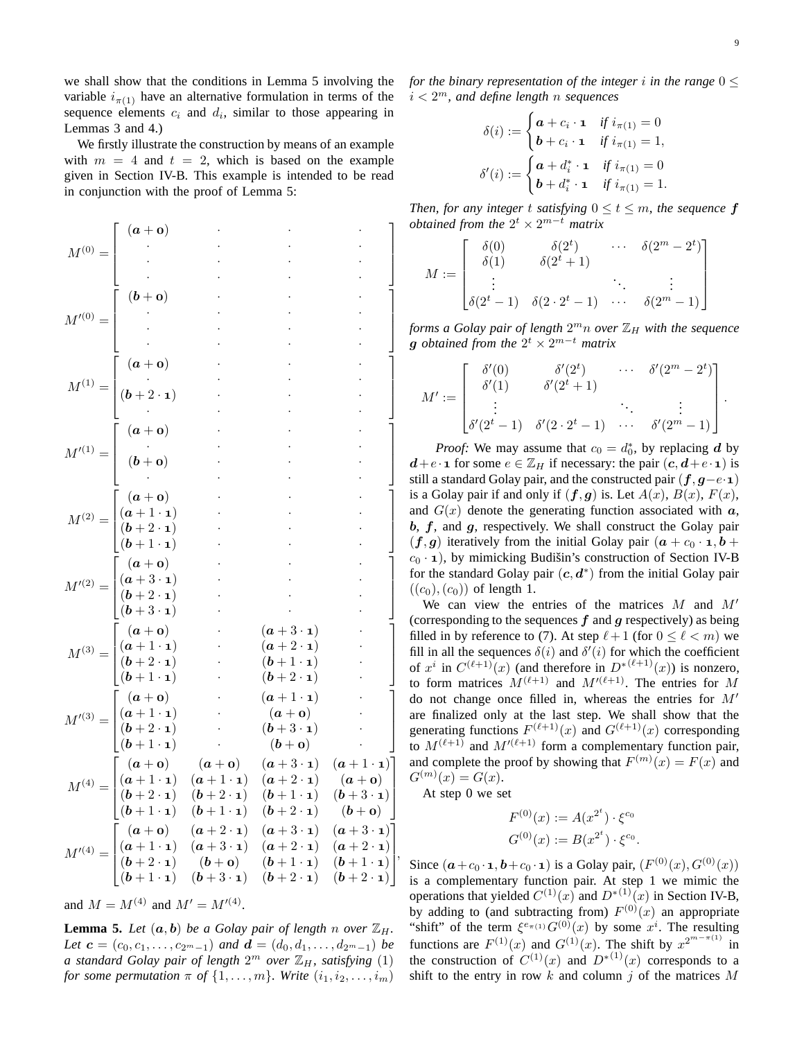we shall show that the conditions in Lemma 5 involving the variable $i_{\pi(1)}$ have an alternative formulation in terms of the sequence elements $c_i$ and $d_i$, similar to those appearing in Lemmas 3 and 4.)

We firstly illustrate the construction by means of an example with $m = 4$ and $t = 2$, which is based on the example given in Section IV-B. This example is intended to be read in conjunction with the proof of Lemma 5:

$$M^{(0)} = \begin{bmatrix} (\boldsymbol{a}+\mathbf{0}) & \cdot & \cdot & \cdot \\ \cdot & \cdot & \cdot & \cdot \\ \cdot & \cdot & \cdot & \cdot \\ \cdot & \cdot & \cdot & \cdot \end{bmatrix}$$

$$M'^{(0)} = \begin{bmatrix} (\boldsymbol{b}+\mathbf{0}) & \cdot & \cdot & \cdot \\ \cdot & \cdot & \cdot & \cdot \\ \cdot & \cdot & \cdot & \cdot \\ \cdot & \cdot & \cdot & \cdot \end{bmatrix}$$

$$M^{(1)} = \begin{bmatrix} (\boldsymbol{a}+\mathbf{0}) & \cdot & \cdot & \cdot \\ \cdot & \cdot & \cdot & \cdot \\ (\boldsymbol{b}+2\cdot\mathbf{1}) & \cdot & \cdot & \cdot \\ \cdot & \cdot & \cdot & \cdot \end{bmatrix}$$

$$M'^{(1)} = \begin{bmatrix} (\boldsymbol{a}+\mathbf{0}) & \cdot & \cdot & \cdot \\ \cdot & \cdot & \cdot & \cdot \\ (\boldsymbol{b}+\mathbf{0}) & \cdot & \cdot & \cdot \\ \cdot & \cdot & \cdot & \cdot \end{bmatrix}$$

$$M^{(2)} = \begin{bmatrix} (\boldsymbol{a}+\mathbf{0}) & \cdot & \cdot & \cdot \\ (\boldsymbol{a}+1\cdot\mathbf{1}) & \cdot & \cdot & \cdot \\ (\boldsymbol{b}+2\cdot\mathbf{1}) & \cdot & \cdot & \cdot \\ (\boldsymbol{b}+1\cdot\mathbf{1}) & \cdot & \cdot & \cdot \end{bmatrix}$$

$$M'^{(2)} = \begin{bmatrix} (\boldsymbol{a}+\mathbf{0}) & \cdot & \cdot & \cdot \\ (\boldsymbol{a}+3\cdot\mathbf{1}) & \cdot & \cdot & \cdot \\ (\boldsymbol{b}+2\cdot\mathbf{1}) & \cdot & \cdot & \cdot \\ (\boldsymbol{b}+3\cdot\mathbf{1}) & \cdot & \cdot & \cdot \end{bmatrix}$$

$$M^{(3)} = \begin{bmatrix} (\boldsymbol{a}+\mathbf{0}) & \cdot & (\boldsymbol{a}+3\cdot\mathbf{1}) & \cdot \\ (\boldsymbol{a}+1\cdot\mathbf{1}) & \cdot & (\boldsymbol{a}+2\cdot\mathbf{1}) & \cdot \\ (\boldsymbol{b}+2\cdot\mathbf{1}) & \cdot & (\boldsymbol{b}+1\cdot\mathbf{1}) & \cdot \\ (\boldsymbol{b}+1\cdot\mathbf{1}) & \cdot & (\boldsymbol{b}+2\cdot\mathbf{1}) & \cdot \end{bmatrix}$$

$$M'^{(3)} = \begin{bmatrix} (\boldsymbol{a}+\mathbf{0}) & \cdot & (\boldsymbol{a}+1\cdot\mathbf{1}) & \cdot \\ (\boldsymbol{a}+1\cdot\mathbf{1}) & \cdot & (\boldsymbol{a}+\mathbf{0}) & \cdot \\ (\boldsymbol{b}+2\cdot\mathbf{1}) & \cdot & (\boldsymbol{b}+3\cdot\mathbf{1}) & \cdot \\ (\boldsymbol{b}+1\cdot\mathbf{1}) & \cdot & (\boldsymbol{b}+\mathbf{0}) & \cdot \end{bmatrix}$$

$$M^{(4)} = \begin{bmatrix} (\boldsymbol{a}+\mathbf{0}) & (\boldsymbol{a}+\mathbf{0}) & (\boldsymbol{a}+3\cdot\mathbf{1}) & (\boldsymbol{a}+1\cdot\mathbf{1}) \\ (\boldsymbol{a}+1\cdot\mathbf{1}) & (\boldsymbol{a}+1\cdot\mathbf{1}) & (\boldsymbol{a}+2\cdot\mathbf{1}) & (\boldsymbol{a}+\mathbf{0}) \\ (\boldsymbol{b}+2\cdot\mathbf{1}) & (\boldsymbol{b}+2\cdot\mathbf{1}) & (\boldsymbol{b}+1\cdot\mathbf{1}) & (\boldsymbol{b}+3\cdot\mathbf{1}) \\ (\boldsymbol{b}+1\cdot\mathbf{1}) & (\boldsymbol{b}+1\cdot\mathbf{1}) & (\boldsymbol{b}+2\cdot\mathbf{1}) & (\boldsymbol{b}+\mathbf{0}) \end{bmatrix}$$

$$M'^{(4)} = \begin{bmatrix} (\boldsymbol{a}+\mathbf{0}) & (\boldsymbol{a}+2\cdot\mathbf{1}) & (\boldsymbol{a}+3\cdot\mathbf{1}) & (\boldsymbol{a}+3\cdot\mathbf{1}) \\ (\boldsymbol{a}+1\cdot\mathbf{1}) & (\boldsymbol{a}+3\cdot\mathbf{1}) & (\boldsymbol{a}+2\cdot\mathbf{1}) & (\boldsymbol{a}+2\cdot\mathbf{1}) \\ (\boldsymbol{b}+2\cdot\mathbf{1}) & (\boldsymbol{b}+\mathbf{0}) & (\boldsymbol{b}+1\cdot\mathbf{1}) & (\boldsymbol{b}+1\cdot\mathbf{1}) \\ (\boldsymbol{b}+1\cdot\mathbf{1}) & (\boldsymbol{b}+3\cdot\mathbf{1}) & (\boldsymbol{b}+2\cdot\mathbf{1}) & (\boldsymbol{b}+2\cdot\mathbf{1}) \end{bmatrix},$$

and $M = M^{(4)}$ and $M' = M'^{(4)}$.

**Lemma 5.** *Let $(\boldsymbol{a}, \boldsymbol{b})$ be a Golay pair of length $n$ over $\mathbb{Z}_H$. Let $\boldsymbol{c} = (c_0, c_1, \ldots, c_{2^m-1})$ and $\boldsymbol{d} = (d_0, d_1, \ldots, d_{2^m-1})$ be a standard Golay pair of length $2^m$ over $\mathbb{Z}_H$, satisfying (1) for some permutation $\pi$ of $\{1, \ldots, m\}$. Write $(i_1, i_2, \ldots, i_m)$ for the binary representation of the integer $i$ in the range $0 \le i < 2^m$, and define length $n$ sequences*

$$\delta(i) := \begin{cases} \boldsymbol{a} + c_i \cdot \mathbf{1} & \text{if } i_{\pi(1)} = 0 \\ \boldsymbol{b} + c_i \cdot \mathbf{1} & \text{if } i_{\pi(1)} = 1, \end{cases}$$

$$\delta'(i) := \begin{cases} \boldsymbol{a} + d_i^* \cdot \mathbf{1} & \text{if } i_{\pi(1)} = 0 \\ \boldsymbol{b} + d_i^* \cdot \mathbf{1} & \text{if } i_{\pi(1)} = 1. \end{cases}$$

*Then, for any integer $t$ satisfying $0 \le t \le m$, the sequence $\boldsymbol{f}$ obtained from the $2^t \times 2^{m-t}$ matrix*

$$M := \begin{bmatrix} \delta(0) & \delta(2^t) & \cdots & \delta(2^m - 2^t) \\ \delta(1) & \delta(2^t+1) & & \\ \vdots & & \ddots & \vdots \\ \delta(2^t - 1) & \delta(2\cdot 2^t - 1) & \cdots & \delta(2^m - 1) \end{bmatrix}$$

*forms a Golay pair of length $2^m n$ over $\mathbb{Z}_H$ with the sequence $\boldsymbol{g}$ obtained from the $2^t \times 2^{m-t}$ matrix*

$$M' := \begin{bmatrix} \delta'(0) & \delta'(2^t) & \cdots & \delta'(2^m - 2^t) \\ \delta'(1) & \delta'(2^t+1) & & \\ \vdots & & \ddots & \vdots \\ \delta'(2^t - 1) & \delta'(2\cdot 2^t - 1) & \cdots & \delta'(2^m - 1) \end{bmatrix}.$$

*Proof:* We may assume that $c_0 = d_0^*$, by replacing $\boldsymbol{d}$ by $\boldsymbol{d}+e\cdot\mathbf{1}$ for some $e \in \mathbb{Z}_H$ if necessary: the pair $(\boldsymbol{c}, \boldsymbol{d}+e\cdot\mathbf{1})$ is still a standard Golay pair, and the constructed pair $(\boldsymbol{f}, \boldsymbol{g}-e\cdot\mathbf{1})$ is a Golay pair if and only if $(\boldsymbol{f}, \boldsymbol{g})$ is. Let $A(x)$, $B(x)$, $F(x)$, and $G(x)$ denote the generating function associated with $\boldsymbol{a}$, $\boldsymbol{b}$, $\boldsymbol{f}$, and $\boldsymbol{g}$, respectively. We shall construct the Golay pair $(\boldsymbol{f}, \boldsymbol{g})$ iteratively from the initial Golay pair $(\boldsymbol{a} + c_0 \cdot \mathbf{1}, \boldsymbol{b} + c_0 \cdot \mathbf{1})$, by mimicking Budišin's construction of Section IV-B for the standard Golay pair $(\boldsymbol{c}, \boldsymbol{d}^*)$ from the initial Golay pair $((c_0), (c_0))$ of length 1.

We can view the entries of the matrices $M$ and $M'$ (corresponding to the sequences $\boldsymbol{f}$ and $\boldsymbol{g}$ respectively) as being filled in by reference to (7). At step $\ell+1$ (for $0 \le \ell < m$) we fill in all the sequences $\delta(i)$ and $\delta'(i)$ for which the coefficient of $x^i$ in $C^{(\ell+1)}(x)$ (and therefore in $D^{*(\ell+1)}(x)$) is nonzero, to form matrices $M^{(\ell+1)}$ and $M'^{(\ell+1)}$. The entries for $M$ do not change once filled in, whereas the entries for $M'$ are finalized only at the last step. We shall show that the generating functions $F^{(\ell+1)}(x)$ and $G^{(\ell+1)}(x)$ corresponding to $M^{(\ell+1)}$ and $M'^{(\ell+1)}$ form a complementary function pair, and complete the proof by showing that $F^{(m)}(x) = F(x)$ and $G^{(m)}(x) = G(x)$.

At step 0 we set

$$F^{(0)}(x) := A(x^{2^t}) \cdot \xi^{c_0}$$
$$G^{(0)}(x) := B(x^{2^t}) \cdot \xi^{c_0}.$$

Since $(\boldsymbol{a}+c_0\cdot\mathbf{1}, \boldsymbol{b}+c_0\cdot\mathbf{1})$ is a Golay pair, $(F^{(0)}(x), G^{(0)}(x))$ is a complementary function pair. At step 1 we mimic the operations that yielded $C^{(1)}(x)$ and $D^{*(1)}(x)$ in Section IV-B, by adding to (and subtracting from) $F^{(0)}(x)$ an appropriate "shift" of the term $\xi^{e_{\pi(1)}} G^{(0)}(x)$ by some $x^i$. The resulting functions are $F^{(1)}(x)$ and $G^{(1)}(x)$. The shift by $x^{2^{m-\pi(1)}}$ in the construction of $C^{(1)}(x)$ and $D^{*(1)}(x)$ corresponds to a shift to the entry in row $k$ and column $j$ of the matrices $M$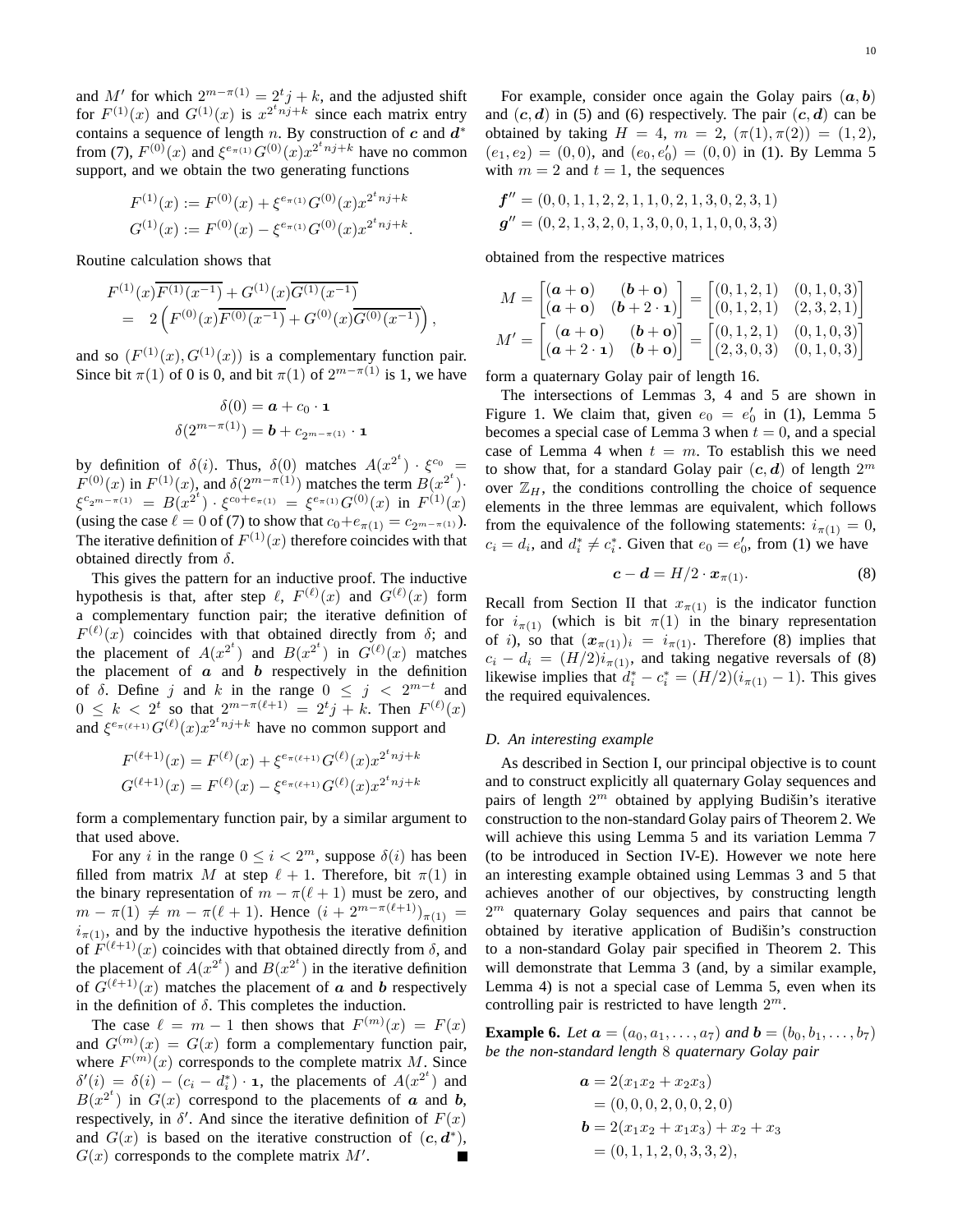and $M'$ for which $2^{m-\pi(1)} = 2^t j + k$, and the adjusted shift for $F^{(1)}(x)$ and $G^{(1)}(x)$ is $x^{2^t nj+k}$ since each matrix entry contains a sequence of length $n$. By construction of $\boldsymbol{c}$ and $\boldsymbol{d}^*$ from (7), $F^{(0)}(x)$ and $\xi^{e_{\pi(1)}} G^{(0)}(x) x^{2^t nj+k}$ have no common support, and we obtain the two generating functions

$$F^{(1)}(x) := F^{(0)}(x) + \xi^{e_{\pi(1)}} G^{(0)}(x) x^{2^t nj+k}$$
$$G^{(1)}(x) := F^{(0)}(x) - \xi^{e_{\pi(1)}} G^{(0)}(x) x^{2^t nj+k}.$$

Routine calculation shows that

$$\begin{aligned} &F^{(1)}(x)\overline{F^{(1)}(x^{-1})} + G^{(1)}(x)\overline{G^{(1)}(x^{-1})} \\ &\quad = 2\left(F^{(0)}(x)\overline{F^{(0)}(x^{-1})} + G^{(0)}(x)\overline{G^{(0)}(x^{-1})}\right), \end{aligned}$$

and so $(F^{(1)}(x), G^{(1)}(x))$ is a complementary function pair. Since bit $\pi(1)$ of 0 is 0, and bit $\pi(1)$ of $2^{m-\pi(1)}$ is 1, we have

$$\delta(0) = \boldsymbol{a} + c_0 \cdot \mathbf{1}$$
$$\delta(2^{m-\pi(1)}) = \boldsymbol{b} + c_{2^{m-\pi(1)}} \cdot \mathbf{1}$$

by definition of $\delta(i)$. Thus, $\delta(0)$ matches $A(x^{2^t}) \cdot \xi^{c_0} = F^{(0)}(x)$ in $F^{(1)}(x)$, and $\delta(2^{m-\pi(1)})$ matches the term $B(x^{2^t}) \cdot \xi^{c_{2^{m-\pi(1)}}} = B(x^{2^t}) \cdot \xi^{c_0 + e_{\pi(1)}} = \xi^{e_{\pi(1)}} G^{(0)}(x)$ in $F^{(1)}(x)$ (using the case $\ell = 0$ of (7) to show that $c_0 + e_{\pi(1)} = c_{2^{m-\pi(1)}}$). The iterative definition of $F^{(1)}(x)$ therefore coincides with that obtained directly from $\delta$.

This gives the pattern for an inductive proof. The inductive hypothesis is that, after step $\ell$, $F^{(\ell)}(x)$ and $G^{(\ell)}(x)$ form a complementary function pair; the iterative definition of $F^{(\ell)}(x)$ coincides with that obtained directly from $\delta$; and the placement of $A(x^{2^t})$ and $B(x^{2^t})$ in $G^{(\ell)}(x)$ matches the placement of $\boldsymbol{a}$ and $\boldsymbol{b}$ respectively in the definition of $\delta$. Define $j$ and $k$ in the range $0 \le j < 2^{m-t}$ and $0 \le k < 2^t$ so that $2^{m-\pi(\ell+1)} = 2^t j + k$. Then $F^{(\ell)}(x)$ and $\xi^{e_{\pi(\ell+1)}} G^{(\ell)}(x) x^{2^t nj+k}$ have no common support and

$$F^{(\ell+1)}(x) = F^{(\ell)}(x) + \xi^{e_{\pi(\ell+1)}} G^{(\ell)}(x) x^{2^t nj+k}$$
$$G^{(\ell+1)}(x) = F^{(\ell)}(x) - \xi^{e_{\pi(\ell+1)}} G^{(\ell)}(x) x^{2^t nj+k}$$

form a complementary function pair, by a similar argument to that used above.

For any $i$ in the range $0 \le i < 2^m$, suppose $\delta(i)$ has been filled from matrix $M$ at step $\ell + 1$. Therefore, bit $\pi(1)$ in the binary representation of $m - \pi(\ell+1)$ must be zero, and $m - \pi(1) \ne m - \pi(\ell+1)$. Hence $(i + 2^{m-\pi(\ell+1)})_{\pi(1)} = i_{\pi(1)}$, and by the inductive hypothesis the iterative definition of $F^{(\ell+1)}(x)$ coincides with that obtained directly from $\delta$, and the placement of $A(x^{2^t})$ and $B(x^{2^t})$ in the iterative definition of $G^{(\ell+1)}(x)$ matches the placement of $\boldsymbol{a}$ and $\boldsymbol{b}$ respectively in the definition of $\delta$. This completes the induction.

The case $\ell = m-1$ then shows that $F^{(m)}(x) = F(x)$ and $G^{(m)}(x) = G(x)$ form a complementary function pair, where $F^{(m)}(x)$ corresponds to the complete matrix $M$. Since $\delta'(i) = \delta(i) - (c_i - d_i^*) \cdot \mathbf{1}$, the placements of $A(x^{2^t})$ and $B(x^{2^t})$ in $G(x)$ correspond to the placements of $\boldsymbol{a}$ and $\boldsymbol{b}$, respectively, in $\delta'$. And since the iterative definition of $F(x)$ and $G(x)$ is based on the iterative construction of $(\boldsymbol{c}, \boldsymbol{d}^*)$, $G(x)$ corresponds to the complete matrix $M'$. ■

For example, consider once again the Golay pairs $(\boldsymbol{a}, \boldsymbol{b})$ and $(\boldsymbol{c}, \boldsymbol{d})$ in (5) and (6) respectively. The pair $(\boldsymbol{c}, \boldsymbol{d})$ can be obtained by taking $H = 4$, $m = 2$, $(\pi(1), \pi(2)) = (1, 2)$, $(e_1, e_2) = (0, 0)$, and $(e_0, e_0') = (0, 0)$ in (1). By Lemma 5 with $m = 2$ and $t = 1$, the sequences

$$\boldsymbol{f}'' = (0, 0, 1, 1, 2, 2, 1, 1, 0, 2, 1, 3, 0, 2, 3, 1)$$
$$\boldsymbol{g}'' = (0, 2, 1, 3, 2, 0, 1, 3, 0, 0, 1, 1, 0, 0, 3, 3)$$

obtained from the respective matrices

$$M = \begin{bmatrix} (\boldsymbol{a} + \mathbf{o}) & (\boldsymbol{b} + \mathbf{o}) \\ (\boldsymbol{a} + \mathbf{o}) & (\boldsymbol{b} + 2 \cdot \mathbf{1}) \end{bmatrix} = \begin{bmatrix} (0,1,2,1) & (0,1,0,3) \\ (0,1,2,1) & (2,3,2,1) \end{bmatrix}$$
$$M' = \begin{bmatrix} (\boldsymbol{a} + \mathbf{o}) & (\boldsymbol{b} + \mathbf{o}) \\ (\boldsymbol{a} + 2 \cdot \mathbf{1}) & (\boldsymbol{b} + \mathbf{o}) \end{bmatrix} = \begin{bmatrix} (0,1,2,1) & (0,1,0,3) \\ (2,3,0,3) & (0,1,0,3) \end{bmatrix}$$

form a quaternary Golay pair of length 16.

The intersections of Lemmas 3, 4 and 5 are shown in Figure 1. We claim that, given $e_0 = e_0'$ in (1), Lemma 5 becomes a special case of Lemma 3 when $t = 0$, and a special case of Lemma 4 when $t = m$. To establish this we need to show that, for a standard Golay pair $(\boldsymbol{c}, \boldsymbol{d})$ of length $2^m$ over $\mathbb{Z}_H$, the conditions controlling the choice of sequence elements in the three lemmas are equivalent, which follows from the equivalence of the following statements: $i_{\pi(1)} = 0$, $c_i = d_i$, and $d_i^* \ne c_i^*$. Given that $e_0 = e_0'$, from (1) we have

$$\boldsymbol{c} - \boldsymbol{d} = H/2 \cdot \boldsymbol{x}_{\pi(1)}. \tag{8}$$

Recall from Section II that $x_{\pi(1)}$ is the indicator function for $i_{\pi(1)}$ (which is bit $\pi(1)$ in the binary representation of $i$), so that $(\boldsymbol{x}_{\pi(1)})_i = i_{\pi(1)}$. Therefore (8) implies that $c_i - d_i = (H/2) i_{\pi(1)}$, and taking negative reversals of (8) likewise implies that $d_i^* - c_i^* = (H/2)(i_{\pi(1)} - 1)$. This gives the required equivalences.

### D. An interesting example

As described in Section I, our principal objective is to count and to construct explicitly all quaternary Golay sequences and pairs of length $2^m$ obtained by applying Budišin's iterative construction to the non-standard Golay pairs of Theorem 2. We will achieve this using Lemma 5 and its variation Lemma 7 (to be introduced in Section IV-E). However we note here an interesting example obtained using Lemmas 3 and 5 that achieves another of our objectives, by constructing length $2^m$ quaternary Golay sequences and pairs that cannot be obtained by iterative application of Budišin's construction to a non-standard Golay pair specified in Theorem 2. This will demonstrate that Lemma 3 (and, by a similar example, Lemma 4) is not a special case of Lemma 5, even when its controlling pair is restricted to have length $2^m$.

**Example 6.** *Let $\boldsymbol{a} = (a_0, a_1, \ldots, a_7)$ and $\boldsymbol{b} = (b_0, b_1, \ldots, b_7)$ be the non-standard length 8 quaternary Golay pair*

$$\begin{aligned} \boldsymbol{a} &= 2(x_1 x_2 + x_2 x_3) \\ &= (0, 0, 0, 2, 0, 0, 2, 0) \\ \boldsymbol{b} &= 2(x_1 x_2 + x_1 x_3) + x_2 + x_3 \\ &= (0, 1, 1, 2, 0, 3, 3, 2), \end{aligned}$$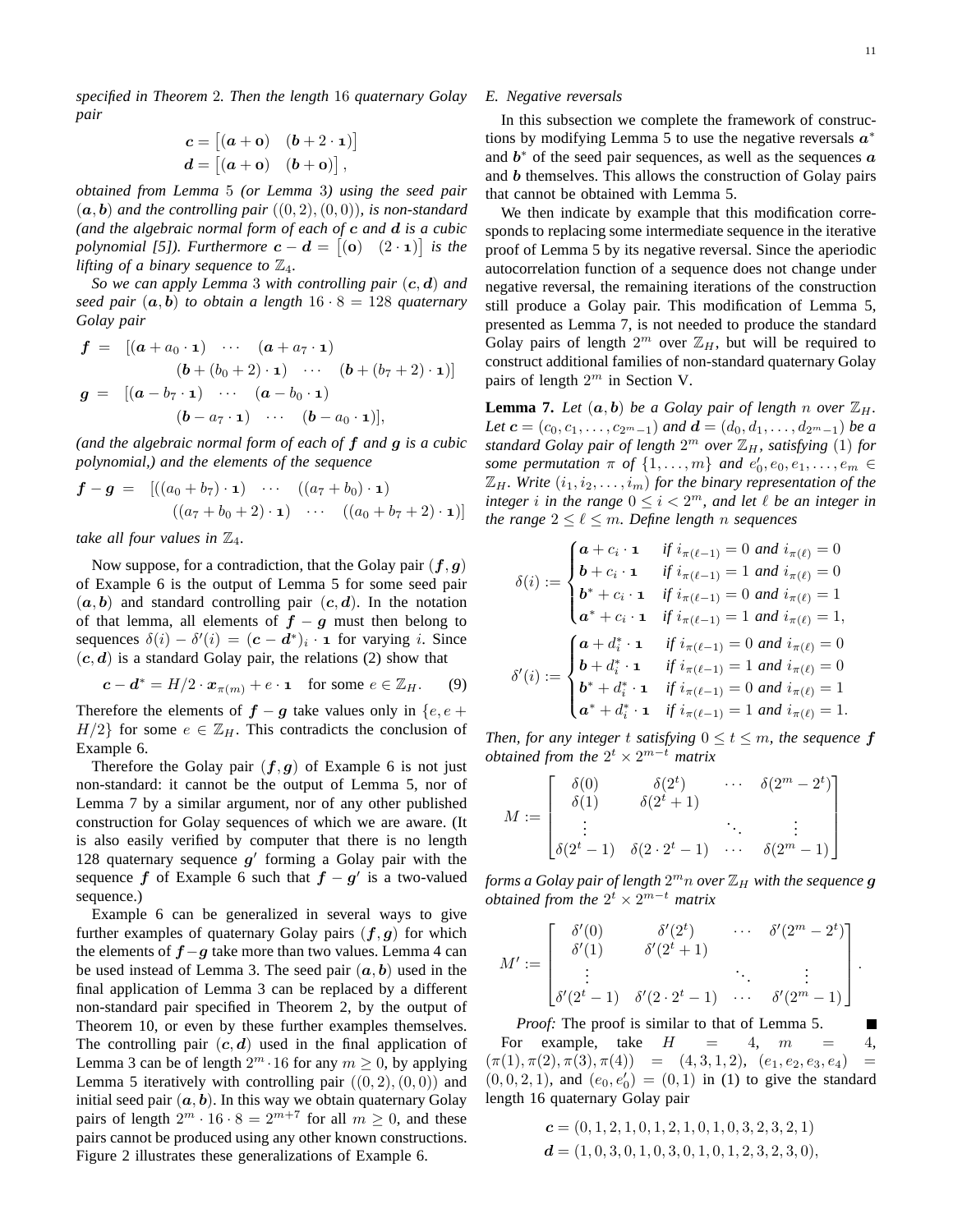*specified in Theorem 2. Then the length 16 quaternary Golay pair*

$$\boldsymbol{c} = \begin{bmatrix}(\boldsymbol{a}+\mathbf{0}) & (\boldsymbol{b}+2\cdot\mathbf{1})\end{bmatrix}$$
$$\boldsymbol{d} = \begin{bmatrix}(\boldsymbol{a}+\mathbf{0}) & (\boldsymbol{b}+\mathbf{0})\end{bmatrix},$$

*obtained from Lemma 5 (or Lemma 3) using the seed pair $(\boldsymbol{a},\boldsymbol{b})$ and the controlling pair $((0,2),(0,0))$, is non-standard (and the algebraic normal form of each of $\boldsymbol{c}$ and $\boldsymbol{d}$ is a cubic polynomial [5]). Furthermore $\boldsymbol{c}-\boldsymbol{d} = \begin{bmatrix}(\mathbf{0}) & (2\cdot\mathbf{1})\end{bmatrix}$ is the lifting of a binary sequence to $\mathbb{Z}_4$.*

*So we can apply Lemma 3 with controlling pair $(\boldsymbol{c},\boldsymbol{d})$ and seed pair $(\boldsymbol{a},\boldsymbol{b})$ to obtain a length $16\cdot 8 = 128$ quaternary Golay pair*

$$\begin{aligned}
\boldsymbol{f} &= [(\boldsymbol{a}+a_0\cdot\mathbf{1}) \quad \cdots \quad (\boldsymbol{a}+a_7\cdot\mathbf{1}) \\
&\qquad (\boldsymbol{b}+(b_0+2)\cdot\mathbf{1}) \quad \cdots \quad (\boldsymbol{b}+(b_7+2)\cdot\mathbf{1})] \\
\boldsymbol{g} &= [(\boldsymbol{a}-b_7\cdot\mathbf{1}) \quad \cdots \quad (\boldsymbol{a}-b_0\cdot\mathbf{1}) \\
&\qquad (\boldsymbol{b}-a_7\cdot\mathbf{1}) \quad \cdots \quad (\boldsymbol{b}-a_0\cdot\mathbf{1})],
\end{aligned}$$

*(and the algebraic normal form of each of $\boldsymbol{f}$ and $\boldsymbol{g}$ is a cubic polynomial,) and the elements of the sequence*

$$\begin{aligned}
\boldsymbol{f}-\boldsymbol{g} &= [((a_0+b_7)\cdot\mathbf{1}) \quad \cdots \quad ((a_7+b_0)\cdot\mathbf{1}) \\
&\qquad ((a_7+b_0+2)\cdot\mathbf{1}) \quad \cdots \quad ((a_0+b_7+2)\cdot\mathbf{1})]
\end{aligned}$$

*take all four values in $\mathbb{Z}_4$.*

Now suppose, for a contradiction, that the Golay pair $(\boldsymbol{f},\boldsymbol{g})$ of Example 6 is the output of Lemma 5 for some seed pair $(\boldsymbol{a},\boldsymbol{b})$ and standard controlling pair $(\boldsymbol{c},\boldsymbol{d})$. In the notation of that lemma, all elements of $\boldsymbol{f}-\boldsymbol{g}$ must then belong to sequences $\delta(i)-\delta'(i) = (\boldsymbol{c}-\boldsymbol{d}^*)_i\cdot\mathbf{1}$ for varying $i$. Since $(\boldsymbol{c},\boldsymbol{d})$ is a standard Golay pair, the relations (2) show that

$$\boldsymbol{c}-\boldsymbol{d}^* = H/2\cdot\boldsymbol{x}_{\pi(m)} + e\cdot\mathbf{1} \quad \text{for some } e\in\mathbb{Z}_H. \tag{9}$$

Therefore the elements of $\boldsymbol{f}-\boldsymbol{g}$ take values only in $\{e, e+H/2\}$ for some $e\in\mathbb{Z}_H$. This contradicts the conclusion of Example 6.

Therefore the Golay pair $(\boldsymbol{f},\boldsymbol{g})$ of Example 6 is not just non-standard: it cannot be the output of Lemma 5, nor of Lemma 7 by a similar argument, nor of any other published construction for Golay sequences of which we are aware. (It is also easily verified by computer that there is no length 128 quaternary sequence $\boldsymbol{g}'$ forming a Golay pair with the sequence $\boldsymbol{f}$ of Example 6 such that $\boldsymbol{f}-\boldsymbol{g}'$ is a two-valued sequence.)

Example 6 can be generalized in several ways to give further examples of quaternary Golay pairs $(\boldsymbol{f},\boldsymbol{g})$ for which the elements of $\boldsymbol{f}-\boldsymbol{g}$ take more than two values. Lemma 4 can be used instead of Lemma 3. The seed pair $(\boldsymbol{a},\boldsymbol{b})$ used in the final application of Lemma 3 can be replaced by a different non-standard pair specified in Theorem 2, by the output of Theorem 10, or even by these further examples themselves. The controlling pair $(\boldsymbol{c},\boldsymbol{d})$ used in the final application of Lemma 3 can be of length $2^m\cdot 16$ for any $m\geq 0$, by applying Lemma 5 iteratively with controlling pair $((0,2),(0,0))$ and initial seed pair $(\boldsymbol{a},\boldsymbol{b})$. In this way we obtain quaternary Golay pairs of length $2^m\cdot 16\cdot 8 = 2^{m+7}$ for all $m\geq 0$, and these pairs cannot be produced using any other known constructions. Figure 2 illustrates these generalizations of Example 6.

### E. Negative reversals

In this subsection we complete the framework of constructions by modifying Lemma 5 to use the negative reversals $\boldsymbol{a}^*$ and $\boldsymbol{b}^*$ of the seed pair sequences, as well as the sequences $\boldsymbol{a}$ and $\boldsymbol{b}$ themselves. This allows the construction of Golay pairs that cannot be obtained with Lemma 5.

We then indicate by example that this modification corresponds to replacing some intermediate sequence in the iterative proof of Lemma 5 by its negative reversal. Since the aperiodic autocorrelation function of a sequence does not change under negative reversal, the remaining iterations of the construction still produce a Golay pair. This modification of Lemma 5, presented as Lemma 7, is not needed to produce the standard Golay pairs of length $2^m$ over $\mathbb{Z}_H$, but will be required to construct additional families of non-standard quaternary Golay pairs of length $2^m$ in Section V.

**Lemma 7.** *Let $(\boldsymbol{a},\boldsymbol{b})$ be a Golay pair of length $n$ over $\mathbb{Z}_H$. Let $\boldsymbol{c}=(c_0,c_1,\ldots,c_{2^m-1})$ and $\boldsymbol{d}=(d_0,d_1,\ldots,d_{2^m-1})$ be a standard Golay pair of length $2^m$ over $\mathbb{Z}_H$, satisfying (1) for some permutation $\pi$ of $\{1,\ldots,m\}$ and $e_0', e_0, e_1,\ldots,e_m\in\mathbb{Z}_H$. Write $(i_1,i_2,\ldots,i_m)$ for the binary representation of the integer $i$ in the range $0\leq i<2^m$, and let $\ell$ be an integer in the range $2\leq\ell\leq m$. Define length $n$ sequences*

$$\delta(i) := \begin{cases}
\boldsymbol{a}+c_i\cdot\mathbf{1} & \text{if } i_{\pi(\ell-1)}=0 \text{ and } i_{\pi(\ell)}=0\\
\boldsymbol{b}+c_i\cdot\mathbf{1} & \text{if } i_{\pi(\ell-1)}=1 \text{ and } i_{\pi(\ell)}=0\\
\boldsymbol{b}^*+c_i\cdot\mathbf{1} & \text{if } i_{\pi(\ell-1)}=0 \text{ and } i_{\pi(\ell)}=1\\
\boldsymbol{a}^*+c_i\cdot\mathbf{1} & \text{if } i_{\pi(\ell-1)}=1 \text{ and } i_{\pi(\ell)}=1,
\end{cases}$$

$$\delta'(i) := \begin{cases}
\boldsymbol{a}+d_i^*\cdot\mathbf{1} & \text{if } i_{\pi(\ell-1)}=0 \text{ and } i_{\pi(\ell)}=0\\
\boldsymbol{b}+d_i^*\cdot\mathbf{1} & \text{if } i_{\pi(\ell-1)}=1 \text{ and } i_{\pi(\ell)}=0\\
\boldsymbol{b}^*+d_i^*\cdot\mathbf{1} & \text{if } i_{\pi(\ell-1)}=0 \text{ and } i_{\pi(\ell)}=1\\
\boldsymbol{a}^*+d_i^*\cdot\mathbf{1} & \text{if } i_{\pi(\ell-1)}=1 \text{ and } i_{\pi(\ell)}=1.
\end{cases}$$

*Then, for any integer $t$ satisfying $0\leq t\leq m$, the sequence $\boldsymbol{f}$ obtained from the $2^t\times 2^{m-t}$ matrix*

$$M := \begin{bmatrix}
\delta(0) & \delta(2^t) & \cdots & \delta(2^m-2^t)\\
\delta(1) & \delta(2^t+1) & & \\
\vdots & & \ddots & \vdots\\
\delta(2^t-1) & \delta(2\cdot 2^t-1) & \cdots & \delta(2^m-1)
\end{bmatrix}$$

*forms a Golay pair of length $2^m n$ over $\mathbb{Z}_H$ with the sequence $\boldsymbol{g}$ obtained from the $2^t\times 2^{m-t}$ matrix*

$$M' := \begin{bmatrix}
\delta'(0) & \delta'(2^t) & \cdots & \delta'(2^m-2^t)\\
\delta'(1) & \delta'(2^t+1) & & \\
\vdots & & \ddots & \vdots\\
\delta'(2^t-1) & \delta'(2\cdot 2^t-1) & \cdots & \delta'(2^m-1)
\end{bmatrix}.$$

*Proof:* The proof is similar to that of Lemma 5. ∎

For example, take $H=4$, $m=4$, $(\pi(1),\pi(2),\pi(3),\pi(4)) = (4,3,1,2)$, $(e_1,e_2,e_3,e_4) = (0,0,2,1)$, and $(e_0,e_0')=(0,1)$ in (1) to give the standard length 16 quaternary Golay pair

$$\boldsymbol{c} = (0,1,2,1,0,1,2,1,0,1,0,3,2,3,2,1)$$
$$\boldsymbol{d} = (1,0,3,0,1,0,3,0,1,0,1,2,3,2,3,0),$$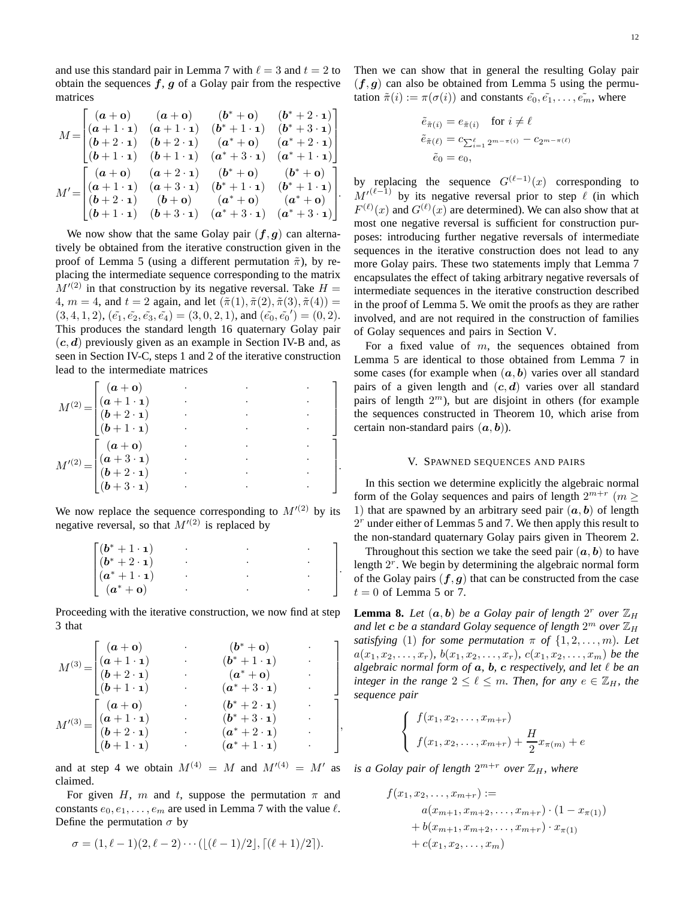and use this standard pair in Lemma 7 with $\ell = 3$ and $t = 2$ to obtain the sequences $\boldsymbol{f}$, $\boldsymbol{g}$ of a Golay pair from the respective matrices

$$M = \begin{bmatrix} (\boldsymbol{a}+\mathbf{0}) & (\boldsymbol{a}+\mathbf{0}) & (\boldsymbol{b}^*+\mathbf{0}) & (\boldsymbol{b}^*+2\cdot\mathbf{1}) \\ (\boldsymbol{a}+1\cdot\mathbf{1}) & (\boldsymbol{a}+1\cdot\mathbf{1}) & (\boldsymbol{b}^*+1\cdot\mathbf{1}) & (\boldsymbol{b}^*+3\cdot\mathbf{1}) \\ (\boldsymbol{b}+2\cdot\mathbf{1}) & (\boldsymbol{b}+2\cdot\mathbf{1}) & (\boldsymbol{a}^*+\mathbf{0}) & (\boldsymbol{a}^*+2\cdot\mathbf{1}) \\ (\boldsymbol{b}+1\cdot\mathbf{1}) & (\boldsymbol{b}+1\cdot\mathbf{1}) & (\boldsymbol{a}^*+3\cdot\mathbf{1}) & (\boldsymbol{a}^*+1\cdot\mathbf{1}) \end{bmatrix}$$

$$M' = \begin{bmatrix} (\boldsymbol{a}+\mathbf{0}) & (\boldsymbol{a}+2\cdot\mathbf{1}) & (\boldsymbol{b}^*+\mathbf{0}) & (\boldsymbol{b}^*+\mathbf{0}) \\ (\boldsymbol{a}+1\cdot\mathbf{1}) & (\boldsymbol{a}+3\cdot\mathbf{1}) & (\boldsymbol{b}^*+1\cdot\mathbf{1}) & (\boldsymbol{b}^*+1\cdot\mathbf{1}) \\ (\boldsymbol{b}+2\cdot\mathbf{1}) & (\boldsymbol{b}+\mathbf{0}) & (\boldsymbol{a}^*+\mathbf{0}) & (\boldsymbol{a}^*+\mathbf{0}) \\ (\boldsymbol{b}+1\cdot\mathbf{1}) & (\boldsymbol{b}+3\cdot\mathbf{1}) & (\boldsymbol{a}^*+3\cdot\mathbf{1}) & (\boldsymbol{a}^*+3\cdot\mathbf{1}) \end{bmatrix}.$$

We now show that the same Golay pair $(\boldsymbol{f},\boldsymbol{g})$ can alternatively be obtained from the iterative construction given in the proof of Lemma 5 (using a different permutation $\tilde{\pi}$), by replacing the intermediate sequence corresponding to the matrix $M'^{(2)}$ in that construction by its negative reversal. Take $H = 4$, $m = 4$, and $t = 2$ again, and let $(\tilde{\pi}(1), \tilde{\pi}(2), \tilde{\pi}(3), \tilde{\pi}(4)) = (3,4,1,2)$, $(\tilde{e_1}, \tilde{e_2}, \tilde{e_3}, \tilde{e_4}) = (3,0,2,1)$, and $(\tilde{e_0}, \tilde{e_0}') = (0,2)$. This produces the standard length 16 quaternary Golay pair $(\boldsymbol{c},\boldsymbol{d})$ previously given as an example in Section IV-B and, as seen in Section IV-C, steps 1 and 2 of the iterative construction lead to the intermediate matrices

$$M^{(2)} = \begin{bmatrix} (\boldsymbol{a}+\mathbf{0}) & \cdot & \cdot & \cdot \\ (\boldsymbol{a}+1\cdot\mathbf{1}) & \cdot & \cdot & \cdot \\ (\boldsymbol{b}+2\cdot\mathbf{1}) & \cdot & \cdot & \cdot \\ (\boldsymbol{b}+1\cdot\mathbf{1}) & \cdot & \cdot & \cdot \end{bmatrix}$$

$$M'^{(2)} = \begin{bmatrix} (\boldsymbol{a}+\mathbf{0}) & \cdot & \cdot & \cdot \\ (\boldsymbol{a}+3\cdot\mathbf{1}) & \cdot & \cdot & \cdot \\ (\boldsymbol{b}+2\cdot\mathbf{1}) & \cdot & \cdot & \cdot \\ (\boldsymbol{b}+3\cdot\mathbf{1}) & \cdot & \cdot & \cdot \end{bmatrix}.$$

We now replace the sequence corresponding to $M'^{(2)}$ by its negative reversal, so that $M'^{(2)}$ is replaced by

$$\begin{bmatrix} (\boldsymbol{b}^*+1\cdot\mathbf{1}) & \cdot & \cdot & \cdot \\ (\boldsymbol{b}^*+2\cdot\mathbf{1}) & \cdot & \cdot & \cdot \\ (\boldsymbol{a}^*+1\cdot\mathbf{1}) & \cdot & \cdot & \cdot \\ (\boldsymbol{a}^*+\mathbf{0}) & \cdot & \cdot & \cdot \end{bmatrix}.$$

Proceeding with the iterative construction, we now find at step 3 that

$$M^{(3)} = \begin{bmatrix} (\boldsymbol{a}+\mathbf{0}) & \cdot & (\boldsymbol{b}^*+\mathbf{0}) & \cdot \\ (\boldsymbol{a}+1\cdot\mathbf{1}) & \cdot & (\boldsymbol{b}^*+1\cdot\mathbf{1}) & \cdot \\ (\boldsymbol{b}+2\cdot\mathbf{1}) & \cdot & (\boldsymbol{a}^*+\mathbf{0}) & \cdot \\ (\boldsymbol{b}+1\cdot\mathbf{1}) & \cdot & (\boldsymbol{a}^*+3\cdot\mathbf{1}) & \cdot \end{bmatrix}$$

$$M'^{(3)} = \begin{bmatrix} (\boldsymbol{a}+\mathbf{0}) & \cdot & (\boldsymbol{b}^*+2\cdot\mathbf{1}) & \cdot \\ (\boldsymbol{a}+1\cdot\mathbf{1}) & \cdot & (\boldsymbol{b}^*+3\cdot\mathbf{1}) & \cdot \\ (\boldsymbol{b}+2\cdot\mathbf{1}) & \cdot & (\boldsymbol{a}^*+2\cdot\mathbf{1}) & \cdot \\ (\boldsymbol{b}+1\cdot\mathbf{1}) & \cdot & (\boldsymbol{a}^*+1\cdot\mathbf{1}) & \cdot \end{bmatrix},$$

and at step 4 we obtain $M^{(4)} = M$ and $M'^{(4)} = M'$ as claimed.

For given $H$, $m$ and $t$, suppose the permutation $\pi$ and constants $e_0, e_1, \ldots, e_m$ are used in Lemma 7 with the value $\ell$. Define the permutation $\sigma$ by

$$\sigma = (1, \ell-1)(2, \ell-2)\cdots(\lfloor(\ell-1)/2\rfloor, \lceil(\ell+1)/2\rceil).$$

Then we can show that in general the resulting Golay pair $(\boldsymbol{f},\boldsymbol{g})$ can also be obtained from Lemma 5 using the permutation $\tilde{\pi}(i) := \pi(\sigma(i))$ and constants $\tilde{e_0}, \tilde{e_1}, \ldots, \tilde{e_m}$, where

$$\begin{aligned} \tilde{e}_{\tilde{\pi}(i)} &= e_{\tilde{\pi}(i)} \quad \text{for } i \neq \ell \\ \tilde{e}_{\tilde{\pi}(\ell)} &= c_{\sum_{i=1}^{\ell} 2^{m-\pi(i)}} - c_{2^{m-\pi(\ell)}} \\ \tilde{e}_0 &= e_0, \end{aligned}$$

by replacing the sequence $G^{(\ell-1)}(x)$ corresponding to $M'^{(\ell-1)}$ by its negative reversal prior to step $\ell$ (in which $F^{(\ell)}(x)$ and $G^{(\ell)}(x)$ are determined). We can also show that at most one negative reversal is sufficient for construction purposes: introducing further negative reversals of intermediate sequences in the iterative construction does not lead to any more Golay pairs. These two statements imply that Lemma 7 encapsulates the effect of taking arbitrary negative reversals of intermediate sequences in the iterative construction described in the proof of Lemma 5. We omit the proofs as they are rather involved, and are not required in the construction of families of Golay sequences and pairs in Section V.

For a fixed value of $m$, the sequences obtained from Lemma 5 are identical to those obtained from Lemma 7 in some cases (for example when $(\boldsymbol{a},\boldsymbol{b})$ varies over all standard pairs of a given length and $(\boldsymbol{c},\boldsymbol{d})$ varies over all standard pairs of length $2^m$), but are disjoint in others (for example the sequences constructed in Theorem 10, which arise from certain non-standard pairs $(\boldsymbol{a},\boldsymbol{b})$).

## V. Spawned sequences and pairs

In this section we determine explicitly the algebraic normal form of the Golay sequences and pairs of length $2^{m+r}$ ($m \geq 1$) that are spawned by an arbitrary seed pair $(\boldsymbol{a},\boldsymbol{b})$ of length $2^r$ under either of Lemmas 5 and 7. We then apply this result to the non-standard quaternary Golay pairs given in Theorem 2.

Throughout this section we take the seed pair $(\boldsymbol{a},\boldsymbol{b})$ to have length $2^r$. We begin by determining the algebraic normal form of the Golay pairs $(\boldsymbol{f},\boldsymbol{g})$ that can be constructed from the case $t = 0$ of Lemma 5 or 7.

**Lemma 8.** *Let $(\boldsymbol{a},\boldsymbol{b})$ be a Golay pair of length $2^r$ over $\mathbb{Z}_H$ and let $\boldsymbol{c}$ be a standard Golay sequence of length $2^m$ over $\mathbb{Z}_H$ satisfying (1) for some permutation $\pi$ of $\{1,2,\ldots,m\}$. Let $a(x_1,x_2,\ldots,x_r)$, $b(x_1,x_2,\ldots,x_r)$, $c(x_1,x_2,\ldots,x_m)$ be the algebraic normal form of $\boldsymbol{a}$, $\boldsymbol{b}$, $\boldsymbol{c}$ respectively, and let $\ell$ be an integer in the range $2 \leq \ell \leq m$. Then, for any $e \in \mathbb{Z}_H$, the sequence pair*

$$\begin{cases} f(x_1,x_2,\ldots,x_{m+r}) \\ f(x_1,x_2,\ldots,x_{m+r}) + \dfrac{H}{2}x_{\pi(m)} + e \end{cases}$$

*is a Golay pair of length $2^{m+r}$ over $\mathbb{Z}_H$, where*

$$\begin{aligned} f(x_1,x_2,\ldots,x_{m+r}) :=& \\ &a(x_{m+1},x_{m+2},\ldots,x_{m+r})\cdot(1-x_{\pi(1)}) \\ &+ b(x_{m+1},x_{m+2},\ldots,x_{m+r})\cdot x_{\pi(1)} \\ &+ c(x_1,x_2,\ldots,x_m) \end{aligned}$$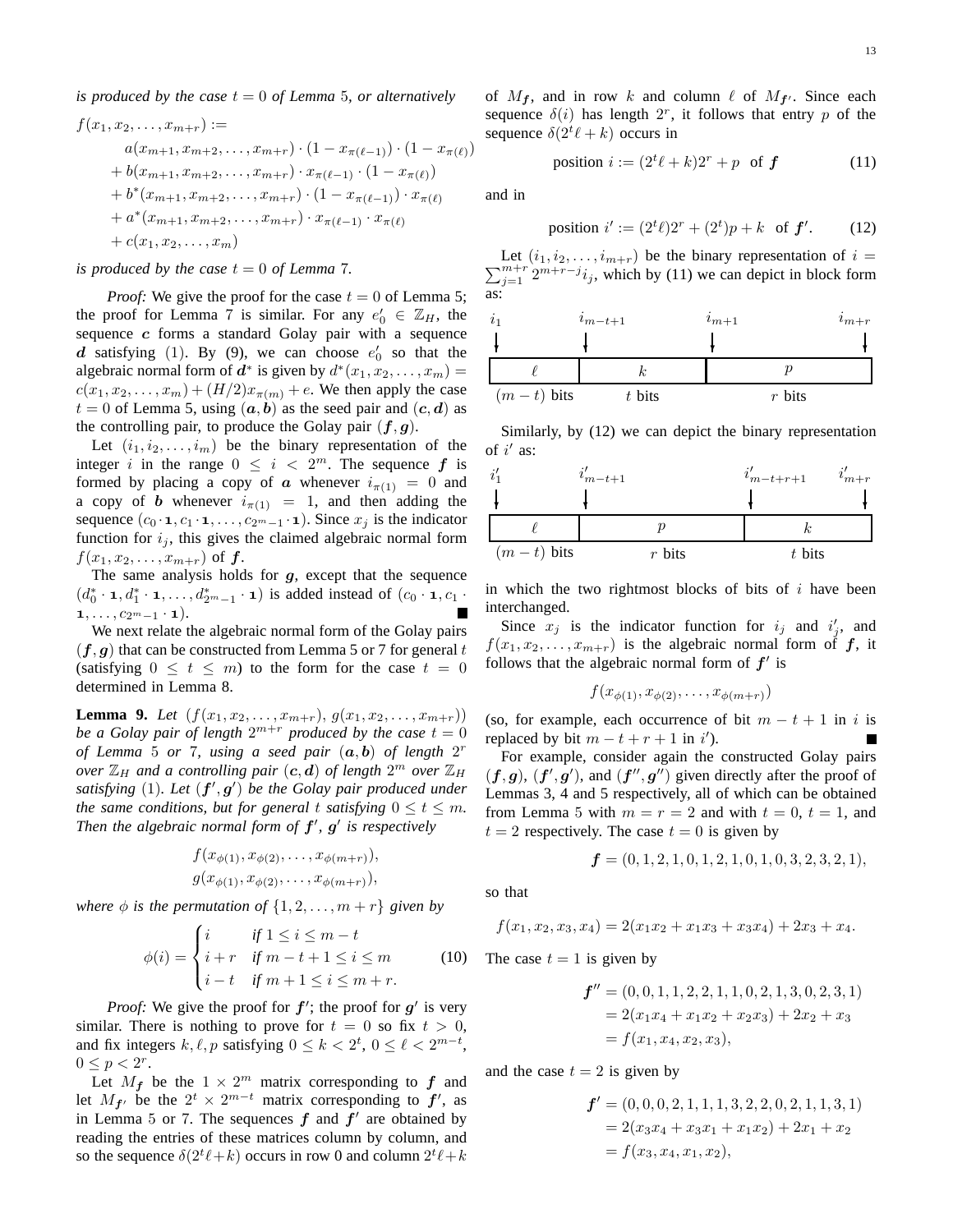*is produced by the case $t = 0$ of Lemma 5, or alternatively*

$$
\begin{aligned}
f(x_1, x_2, \ldots, x_{m+r}) &:= \\
&a(x_{m+1}, x_{m+2}, \ldots, x_{m+r}) \cdot (1 - x_{\pi(\ell-1)}) \cdot (1 - x_{\pi(\ell)}) \\
&+ b(x_{m+1}, x_{m+2}, \ldots, x_{m+r}) \cdot x_{\pi(\ell-1)} \cdot (1 - x_{\pi(\ell)}) \\
&+ b^*(x_{m+1}, x_{m+2}, \ldots, x_{m+r}) \cdot (1 - x_{\pi(\ell-1)}) \cdot x_{\pi(\ell)} \\
&+ a^*(x_{m+1}, x_{m+2}, \ldots, x_{m+r}) \cdot x_{\pi(\ell-1)} \cdot x_{\pi(\ell)} \\
&+ c(x_1, x_2, \ldots, x_m)
\end{aligned}
$$

*is produced by the case $t = 0$ of Lemma 7.*

*Proof:* We give the proof for the case $t = 0$ of Lemma 5; the proof for Lemma 7 is similar. For any $e_0' \in \mathbb{Z}_H$, the sequence $\boldsymbol{c}$ forms a standard Golay pair with a sequence $\boldsymbol{d}$ satisfying (1). By (9), we can choose $e_0'$ so that the algebraic normal form of $\boldsymbol{d}^*$ is given by $d^*(x_1, x_2, \ldots, x_m) = c(x_1, x_2, \ldots, x_m) + (H/2)x_{\pi(m)} + e$. We then apply the case $t = 0$ of Lemma 5, using $(\boldsymbol{a}, \boldsymbol{b})$ as the seed pair and $(\boldsymbol{c}, \boldsymbol{d})$ as the controlling pair, to produce the Golay pair $(\boldsymbol{f}, \boldsymbol{g})$.

Let $(i_1, i_2, \ldots, i_m)$ be the binary representation of the integer $i$ in the range $0 \le i < 2^m$. The sequence $\boldsymbol{f}$ is formed by placing a copy of $\boldsymbol{a}$ whenever $i_{\pi(1)} = 0$ and a copy of $\boldsymbol{b}$ whenever $i_{\pi(1)} = 1$, and then adding the sequence $(c_0 \cdot \mathbf{1}, c_1 \cdot \mathbf{1}, \ldots, c_{2^m-1} \cdot \mathbf{1})$. Since $x_j$ is the indicator function for $i_j$, this gives the claimed algebraic normal form $f(x_1, x_2, \ldots, x_{m+r})$ of $\boldsymbol{f}$.

The same analysis holds for $\boldsymbol{g}$, except that the sequence $(d_0^* \cdot \mathbf{1}, d_1^* \cdot \mathbf{1}, \ldots, d_{2^m-1}^* \cdot \mathbf{1})$ is added instead of $(c_0 \cdot \mathbf{1}, c_1 \cdot \mathbf{1}, \ldots, c_{2^m-1} \cdot \mathbf{1})$. ■

We next relate the algebraic normal form of the Golay pairs $(\boldsymbol{f}, \boldsymbol{g})$ that can be constructed from Lemma 5 or 7 for general $t$ (satisfying $0 \le t \le m$) to the form for the case $t = 0$ determined in Lemma 8.

**Lemma 9.** *Let $(f(x_1, x_2, \ldots, x_{m+r}), g(x_1, x_2, \ldots, x_{m+r}))$ be a Golay pair of length $2^{m+r}$ produced by the case $t = 0$ of Lemma 5 or 7, using a seed pair $(\boldsymbol{a}, \boldsymbol{b})$ of length $2^r$ over $\mathbb{Z}_H$ and a controlling pair $(\boldsymbol{c}, \boldsymbol{d})$ of length $2^m$ over $\mathbb{Z}_H$ satisfying (1). Let $(\boldsymbol{f}', \boldsymbol{g}')$ be the Golay pair produced under the same conditions, but for general $t$ satisfying $0 \le t \le m$. Then the algebraic normal form of $\boldsymbol{f}'$, $\boldsymbol{g}'$ is respectively*

$$
\begin{aligned}
&f(x_{\phi(1)}, x_{\phi(2)}, \ldots, x_{\phi(m+r)}), \\
&g(x_{\phi(1)}, x_{\phi(2)}, \ldots, x_{\phi(m+r)}),
\end{aligned}
$$

*where $\phi$ is the permutation of $\{1, 2, \ldots, m+r\}$ given by*

$$
\phi(i) = \begin{cases} i & \text{if } 1 \le i \le m-t \\ i + r & \text{if } m-t+1 \le i \le m \\ i - t & \text{if } m+1 \le i \le m+r. \end{cases} \tag{10}
$$

*Proof:* We give the proof for $\boldsymbol{f}'$; the proof for $\boldsymbol{g}'$ is very similar. There is nothing to prove for $t = 0$ so fix $t > 0$, and fix integers $k, \ell, p$ satisfying $0 \le k < 2^t$, $0 \le \ell < 2^{m-t}$, $0 \le p < 2^r$.

Let $M_{\boldsymbol{f}}$ be the $1 \times 2^m$ matrix corresponding to $\boldsymbol{f}$ and let $M_{\boldsymbol{f}'}$ be the $2^t \times 2^{m-t}$ matrix corresponding to $\boldsymbol{f}'$, as in Lemma 5 or 7. The sequences $\boldsymbol{f}$ and $\boldsymbol{f}'$ are obtained by reading the entries of these matrices column by column, and so the sequence $\delta(2^t\ell + k)$ occurs in row 0 and column $2^t\ell + k$ of $M_{\boldsymbol{f}}$, and in row $k$ and column $\ell$ of $M_{\boldsymbol{f}'}$. Since each sequence $\delta(i)$ has length $2^r$, it follows that entry $p$ of the sequence $\delta(2^t\ell + k)$ occurs in

$$
\text{position } i := (2^t\ell + k)2^r + p \quad \text{of } \boldsymbol{f} \tag{11}
$$

and in

$$
\text{position } i' := (2^t\ell)2^r + (2^t)p + k \quad \text{of } \boldsymbol{f}'. \tag{12}
$$

Let $(i_1, i_2, \ldots, i_{m+r})$ be the binary representation of $i = \sum_{j=1}^{m+r} 2^{m+r-j} i_j$, which by (11) we can depict in block form as:

| $\ell$ ($i_1$ …) | $k$ ($i_{m-t+1}$ …) | $p$ ($i_{m+1}$ … $i_{m+r}$) |
|---|---|---|
| $(m-t)$ bits | $t$ bits | $r$ bits |

Similarly, by (12) we can depict the binary representation of $i'$ as:

| $\ell$ ($i'_1$ …) | $p$ ($i'_{m-t+1}$ …) | $k$ ($i'_{m-t+r+1}$ … $i'_{m+r}$) |
|---|---|---|
| $(m-t)$ bits | $r$ bits | $t$ bits |

in which the two rightmost blocks of bits of $i$ have been interchanged.

Since $x_j$ is the indicator function for $i_j$ and $i'_j$, and $f(x_1, x_2, \ldots, x_{m+r})$ is the algebraic normal form of $\boldsymbol{f}$, it follows that the algebraic normal form of $\boldsymbol{f}'$ is

$$
f(x_{\phi(1)}, x_{\phi(2)}, \ldots, x_{\phi(m+r)})
$$

(so, for example, each occurrence of bit $m-t+1$ in $i$ is replaced by bit $m-t+r+1$ in $i'$). ■

For example, consider again the constructed Golay pairs $(\boldsymbol{f}, \boldsymbol{g})$, $(\boldsymbol{f}', \boldsymbol{g}')$, and $(\boldsymbol{f}'', \boldsymbol{g}'')$ given directly after the proof of Lemmas 3, 4 and 5 respectively, all of which can be obtained from Lemma 5 with $m = r = 2$ and with $t = 0$, $t = 1$, and $t = 2$ respectively. The case $t = 0$ is given by

$$
\boldsymbol{f} = (0, 1, 2, 1, 0, 1, 2, 1, 0, 1, 0, 3, 2, 3, 2, 1),
$$

so that

$$
f(x_1, x_2, x_3, x_4) = 2(x_1x_2 + x_1x_3 + x_3x_4) + 2x_3 + x_4.
$$

The case $t = 1$ is given by

$$
\begin{aligned}
\boldsymbol{f}'' &= (0, 0, 1, 1, 2, 2, 1, 1, 0, 2, 1, 3, 0, 2, 3, 1) \\
&= 2(x_1x_4 + x_1x_2 + x_2x_3) + 2x_2 + x_3 \\
&= f(x_1, x_4, x_2, x_3),
\end{aligned}
$$

and the case $t = 2$ is given by

$$
\begin{aligned}
\boldsymbol{f}' &= (0, 0, 0, 2, 1, 1, 1, 3, 2, 2, 0, 2, 1, 1, 3, 1) \\
&= 2(x_3x_4 + x_3x_1 + x_1x_2) + 2x_1 + x_2 \\
&= f(x_3, x_4, x_1, x_2),
\end{aligned}
$$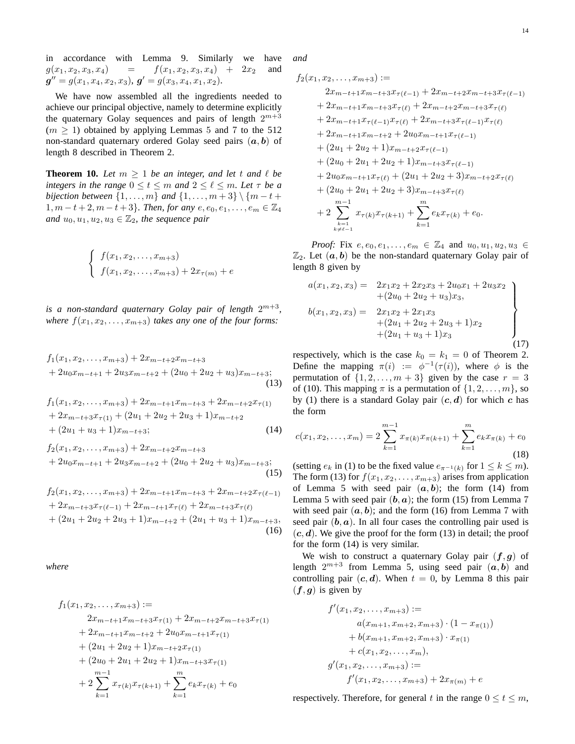in accordance with Lemma 9. Similarly we have $g(x_1,x_2,x_3,x_4) = f(x_1,x_2,x_3,x_4) + 2x_2$ and $\boldsymbol{g}'' = g(x_1,x_4,x_2,x_3)$, $\boldsymbol{g}' = g(x_3,x_4,x_1,x_2)$.

We have now assembled all the ingredients needed to achieve our principal objective, namely to determine explicitly the quaternary Golay sequences and pairs of length $2^{m+3}$ ($m \geq 1$) obtained by applying Lemmas 5 and 7 to the 512 non-standard quaternary ordered Golay seed pairs $(\boldsymbol{a},\boldsymbol{b})$ of length 8 described in Theorem 2.

**Theorem 10.** *Let $m \geq 1$ be an integer, and let $t$ and $\ell$ be integers in the range $0 \leq t \leq m$ and $2 \leq \ell \leq m$. Let $\tau$ be a bijection between $\{1,\ldots,m\}$ and $\{1,\ldots,m+3\} \setminus \{m-t+1, m-t+2, m-t+3\}$. Then, for any $e, e_0, e_1, \ldots, e_m \in \mathbb{Z}_4$ and $u_0,u_1,u_2,u_3 \in \mathbb{Z}_2$, the sequence pair*

$$
\begin{cases} f(x_1,x_2,\ldots,x_{m+3}) \\ f(x_1,x_2,\ldots,x_{m+3}) + 2x_{\tau(m)} + e \end{cases}
$$

*is a non-standard quaternary Golay pair of length $2^{m+3}$, where $f(x_1,x_2,\ldots,x_{m+3})$ takes any one of the four forms:*

$$
\begin{aligned}
&f_1(x_1,x_2,\ldots,x_{m+3}) + 2x_{m-t+2}x_{m-t+3} \\
&+ 2u_0x_{m-t+1} + 2u_3x_{m-t+2} + (2u_0+2u_2+u_3)x_{m-t+3};
\end{aligned} \tag{13}
$$

$$
\begin{aligned}
&f_1(x_1,x_2,\ldots,x_{m+3}) + 2x_{m-t+1}x_{m-t+3} + 2x_{m-t+2}x_{\tau(1)} \\
&+ 2x_{m-t+3}x_{\tau(1)} + (2u_1+2u_2+2u_3+1)x_{m-t+2} \\
&+ (2u_1+u_3+1)x_{m-t+3};
\end{aligned} \tag{14}
$$

$$
\begin{aligned}
&f_2(x_1,x_2,\ldots,x_{m+3}) + 2x_{m-t+2}x_{m-t+3} \\
&+ 2u_0x_{m-t+1} + 2u_3x_{m-t+2} + (2u_0+2u_2+u_3)x_{m-t+3};
\end{aligned} \tag{15}
$$

$$
\begin{aligned}
&f_2(x_1,x_2,\ldots,x_{m+3}) + 2x_{m-t+1}x_{m-t+3} + 2x_{m-t+2}x_{\tau(\ell-1)} \\
&+ 2x_{m-t+3}x_{\tau(\ell-1)} + 2x_{m-t+1}x_{\tau(\ell)} + 2x_{m-t+3}x_{\tau(\ell)} \\
&+ (2u_1+2u_2+2u_3+1)x_{m-t+2} + (2u_1+u_3+1)x_{m-t+3},
\end{aligned} \tag{16}
$$

*where*

$$
\begin{aligned}
f_1(x_1,&x_2,\ldots,x_{m+3}) := \\
&2x_{m-t+1}x_{m-t+3}x_{\tau(1)} + 2x_{m-t+2}x_{m-t+3}x_{\tau(1)} \\
&+ 2x_{m-t+1}x_{m-t+2} + 2u_0x_{m-t+1}x_{\tau(1)} \\
&+ (2u_1+2u_2+1)x_{m-t+2}x_{\tau(1)} \\
&+ (2u_0+2u_1+2u_2+1)x_{m-t+3}x_{\tau(1)} \\
&+ 2\sum_{k=1}^{m-1} x_{\tau(k)}x_{\tau(k+1)} + \sum_{k=1}^{m} e_kx_{\tau(k)} + e_0
\end{aligned}
$$

*and*

$$
\begin{aligned}
f_2(x_1,&x_2,\ldots,x_{m+3}) := \\
&2x_{m-t+1}x_{m-t+3}x_{\tau(\ell-1)} + 2x_{m-t+2}x_{m-t+3}x_{\tau(\ell-1)} \\
&+ 2x_{m-t+1}x_{m-t+3}x_{\tau(\ell)} + 2x_{m-t+2}x_{m-t+3}x_{\tau(\ell)} \\
&+ 2x_{m-t+1}x_{\tau(\ell-1)}x_{\tau(\ell)} + 2x_{m-t+3}x_{\tau(\ell-1)}x_{\tau(\ell)} \\
&+ 2x_{m-t+1}x_{m-t+2} + 2u_0x_{m-t+1}x_{\tau(\ell-1)} \\
&+ (2u_1+2u_2+1)x_{m-t+2}x_{\tau(\ell-1)} \\
&+ (2u_0+2u_1+2u_2+1)x_{m-t+3}x_{\tau(\ell-1)} \\
&+ 2u_0x_{m-t+1}x_{\tau(\ell)} + (2u_1+2u_2+3)x_{m-t+2}x_{\tau(\ell)} \\
&+ (2u_0+2u_1+2u_2+3)x_{m-t+3}x_{\tau(\ell)} \\
&+ 2\sum_{\substack{k=1 \\ k\neq \ell-1}}^{m-1} x_{\tau(k)}x_{\tau(k+1)} + \sum_{k=1}^{m} e_kx_{\tau(k)} + e_0.
\end{aligned}
$$

*Proof:* Fix $e, e_0, e_1, \ldots, e_m \in \mathbb{Z}_4$ and $u_0,u_1,u_2,u_3 \in \mathbb{Z}_2$. Let $(\boldsymbol{a},\boldsymbol{b})$ be the non-standard quaternary Golay pair of length 8 given by

$$
\left.
\begin{aligned}
a(x_1,x_2,x_3) = \; & 2x_1x_2 + 2x_2x_3 + 2u_0x_1 + 2u_3x_2 \\
& + (2u_0+2u_2+u_3)x_3, \\
b(x_1,x_2,x_3) = \; & 2x_1x_2 + 2x_1x_3 \\
& + (2u_1+2u_2+2u_3+1)x_2 \\
& + (2u_1+u_3+1)x_3
\end{aligned}
\right\} \tag{17}
$$

respectively, which is the case $k_0 = k_1 = 0$ of Theorem 2. Define the mapping $\pi(i) := \phi^{-1}(\tau(i))$, where $\phi$ is the permutation of $\{1,2,\ldots,m+3\}$ given by the case $r=3$ of (10). This mapping $\pi$ is a permutation of $\{1,2,\ldots,m\}$, so by (1) there is a standard Golay pair $(\boldsymbol{c},\boldsymbol{d})$ for which $\boldsymbol{c}$ has the form

$$
c(x_1,x_2,\ldots,x_m) = 2\sum_{k=1}^{m-1} x_{\pi(k)}x_{\pi(k+1)} + \sum_{k=1}^{m} e_kx_{\pi(k)} + e_0 \tag{18}
$$

(setting $e_k$ in (1) to be the fixed value $e_{\pi^{-1}(k)}$ for $1 \leq k \leq m$). The form (13) for $f(x_1,x_2,\ldots,x_{m+3})$ arises from application of Lemma 5 with seed pair $(\boldsymbol{a},\boldsymbol{b})$; the form (14) from Lemma 5 with seed pair $(\boldsymbol{b},\boldsymbol{a})$; the form (15) from Lemma 7 with seed pair $(\boldsymbol{a},\boldsymbol{b})$; and the form (16) from Lemma 7 with seed pair $(\boldsymbol{b},\boldsymbol{a})$. In all four cases the controlling pair used is $(\boldsymbol{c},\boldsymbol{d})$. We give the proof for the form (13) in detail; the proof for the form (14) is very similar.

We wish to construct a quaternary Golay pair $(\boldsymbol{f},\boldsymbol{g})$ of length $2^{m+3}$ from Lemma 5, using seed pair $(\boldsymbol{a},\boldsymbol{b})$ and controlling pair $(\boldsymbol{c},\boldsymbol{d})$. When $t=0$, by Lemma 8 this pair $(\boldsymbol{f},\boldsymbol{g})$ is given by

$$
\begin{aligned}
f'(x_1,&x_2,\ldots,x_{m+3}) := \\
&a(x_{m+1},x_{m+2},x_{m+3}) \cdot (1 - x_{\pi(1)}) \\
&+ b(x_{m+1},x_{m+2},x_{m+3}) \cdot x_{\pi(1)} \\
&+ c(x_1,x_2,\ldots,x_m), \\
g'(x_1,&x_2,\ldots,x_{m+3}) := \\
&f'(x_1,x_2,\ldots,x_{m+3}) + 2x_{\pi(m)} + e
\end{aligned}
$$

respectively. Therefore, for general $t$ in the range $0 \leq t \leq m$,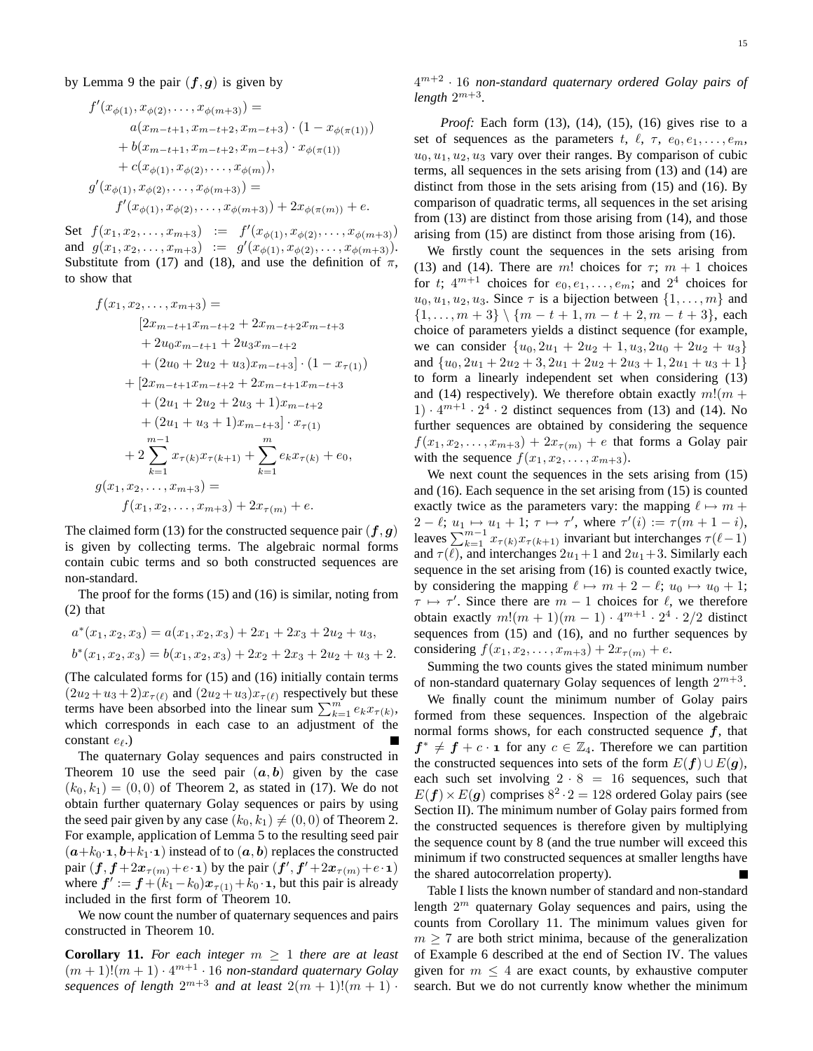by Lemma 9 the pair $(\boldsymbol{f}, \boldsymbol{g})$ is given by

$$
\begin{aligned}
f'(x_{\phi(1)}, x_{\phi(2)}, \ldots, x_{\phi(m+3)}) = \\
\quad a(x_{m-t+1}, x_{m-t+2}, x_{m-t+3}) \cdot (1 - x_{\phi(\pi(1))}) \\
\quad + b(x_{m-t+1}, x_{m-t+2}, x_{m-t+3}) \cdot x_{\phi(\pi(1))} \\
\quad + c(x_{\phi(1)}, x_{\phi(2)}, \ldots, x_{\phi(m)}), \\
g'(x_{\phi(1)}, x_{\phi(2)}, \ldots, x_{\phi(m+3)}) = \\
\quad f'(x_{\phi(1)}, x_{\phi(2)}, \ldots, x_{\phi(m+3)}) + 2x_{\phi(\pi(m))} + e.
\end{aligned}
$$

Set $f(x_1, x_2, \ldots, x_{m+3}) := f'(x_{\phi(1)}, x_{\phi(2)}, \ldots, x_{\phi(m+3)})$ and $g(x_1, x_2, \ldots, x_{m+3}) := g'(x_{\phi(1)}, x_{\phi(2)}, \ldots, x_{\phi(m+3)})$. Substitute from (17) and (18), and use the definition of $\pi$, to show that

$$
\begin{aligned}
f(x_1, x_2, \ldots, x_{m+3}) = \\
\quad [2x_{m-t+1}x_{m-t+2} + 2x_{m-t+2}x_{m-t+3} \\
\quad + 2u_0 x_{m-t+1} + 2u_3 x_{m-t+2} \\
\quad + (2u_0 + 2u_2 + u_3)x_{m-t+3}] \cdot (1 - x_{\tau(1)}) \\
+ [2x_{m-t+1}x_{m-t+2} + 2x_{m-t+1}x_{m-t+3} \\
\quad + (2u_1 + 2u_2 + 2u_3 + 1)x_{m-t+2} \\
\quad + (2u_1 + u_3 + 1)x_{m-t+3}] \cdot x_{\tau(1)} \\
+ 2\sum_{k=1}^{m-1} x_{\tau(k)}x_{\tau(k+1)} + \sum_{k=1}^{m} e_k x_{\tau(k)} + e_0, \\
g(x_1, x_2, \ldots, x_{m+3}) = \\
\quad f(x_1, x_2, \ldots, x_{m+3}) + 2x_{\tau(m)} + e.
\end{aligned}
$$

The claimed form (13) for the constructed sequence pair $(\boldsymbol{f}, \boldsymbol{g})$ is given by collecting terms. The algebraic normal forms contain cubic terms and so both constructed sequences are non-standard.

The proof for the forms (15) and (16) is similar, noting from (2) that

$$
\begin{aligned}
a^*(x_1, x_2, x_3) &= a(x_1, x_2, x_3) + 2x_1 + 2x_3 + 2u_2 + u_3, \\
b^*(x_1, x_2, x_3) &= b(x_1, x_2, x_3) + 2x_2 + 2x_3 + 2u_2 + u_3 + 2.
\end{aligned}
$$

(The calculated forms for (15) and (16) initially contain terms $(2u_2+u_3+2)x_{\tau(\ell)}$ and $(2u_2+u_3)x_{\tau(\ell)}$ respectively but these terms have been absorbed into the linear sum $\sum_{k=1}^{m} e_k x_{\tau(k)}$, which corresponds in each case to an adjustment of the constant $e_\ell$.) ∎

The quaternary Golay sequences and pairs constructed in Theorem 10 use the seed pair $(\boldsymbol{a}, \boldsymbol{b})$ given by the case $(k_0, k_1) = (0, 0)$ of Theorem 2, as stated in (17). We do not obtain further quaternary Golay sequences or pairs by using the seed pair given by any case $(k_0, k_1) \neq (0, 0)$ of Theorem 2. For example, application of Lemma 5 to the resulting seed pair $(\boldsymbol{a}+k_0\cdot\mathbf{1}, \boldsymbol{b}+k_1\cdot\mathbf{1})$ instead of to $(\boldsymbol{a}, \boldsymbol{b})$ replaces the constructed pair $(\boldsymbol{f}, \boldsymbol{f}+2\boldsymbol{x}_{\tau(m)}+e\cdot\mathbf{1})$ by the pair $(\boldsymbol{f}', \boldsymbol{f}'+2\boldsymbol{x}_{\tau(m)}+e\cdot\mathbf{1})$ where $\boldsymbol{f}' := \boldsymbol{f}+(k_1-k_0)\boldsymbol{x}_{\tau(1)}+k_0\cdot\mathbf{1}$, but this pair is already included in the first form of Theorem 10.

We now count the number of quaternary sequences and pairs constructed in Theorem 10.

**Corollary 11.** *For each integer $m \geq 1$ there are at least $(m+1)!(m+1)\cdot 4^{m+1}\cdot 16$ non-standard quaternary Golay sequences of length $2^{m+3}$ and at least $2(m+1)!(m+1)\cdot 4^{m+2}\cdot 16$ non-standard quaternary ordered Golay pairs of length $2^{m+3}$.*

*Proof:* Each form (13), (14), (15), (16) gives rise to a set of sequences as the parameters $t$, $\ell$, $\tau$, $e_0, e_1, \ldots, e_m$, $u_0, u_1, u_2, u_3$ vary over their ranges. By comparison of cubic terms, all sequences in the sets arising from (13) and (14) are distinct from those in the sets arising from (15) and (16). By comparison of quadratic terms, all sequences in the set arising from (13) are distinct from those arising from (14), and those arising from (15) are distinct from those arising from (16).

We firstly count the sequences in the sets arising from (13) and (14). There are $m!$ choices for $\tau$; $m+1$ choices for $t$; $4^{m+1}$ choices for $e_0, e_1, \ldots, e_m$; and $2^4$ choices for $u_0, u_1, u_2, u_3$. Since $\tau$ is a bijection between $\{1, \ldots, m\}$ and $\{1, \ldots, m+3\} \setminus \{m-t+1, m-t+2, m-t+3\}$, each choice of parameters yields a distinct sequence (for example, we can consider $\{u_0, 2u_1+2u_2+1, u_3, 2u_0+2u_2+u_3\}$ and $\{u_0, 2u_1+2u_2+3, 2u_1+2u_2+2u_3+1, 2u_1+u_3+1\}$ to form a linearly independent set when considering (13) and (14) respectively). We therefore obtain exactly $m!(m+1)\cdot 4^{m+1}\cdot 2^4\cdot 2$ distinct sequences from (13) and (14). No further sequences are obtained by considering the sequence $f(x_1, x_2, \ldots, x_{m+3}) + 2x_{\tau(m)} + e$ that forms a Golay pair with the sequence $f(x_1, x_2, \ldots, x_{m+3})$.

We next count the sequences in the sets arising from (15) and (16). Each sequence in the set arising from (15) is counted exactly twice as the parameters vary: the mapping $\ell \mapsto m+2-\ell$; $u_1 \mapsto u_1+1$; $\tau \mapsto \tau'$, where $\tau'(i) := \tau(m+1-i)$, leaves $\sum_{k=1}^{m-1} x_{\tau(k)}x_{\tau(k+1)}$ invariant but interchanges $\tau(\ell-1)$ and $\tau(\ell)$, and interchanges $2u_1+1$ and $2u_1+3$. Similarly each sequence in the set arising from (16) is counted exactly twice, by considering the mapping $\ell \mapsto m+2-\ell$; $u_0 \mapsto u_0+1$; $\tau \mapsto \tau'$. Since there are $m-1$ choices for $\ell$, we therefore obtain exactly $m!(m+1)(m-1)\cdot 4^{m+1}\cdot 2^4\cdot 2/2$ distinct sequences from (15) and (16), and no further sequences by considering $f(x_1, x_2, \ldots, x_{m+3}) + 2x_{\tau(m)} + e$.

Summing the two counts gives the stated minimum number of non-standard quaternary Golay sequences of length $2^{m+3}$.

We finally count the minimum number of Golay pairs formed from these sequences. Inspection of the algebraic normal forms shows, for each constructed sequence $\boldsymbol{f}$, that $\boldsymbol{f}^* \neq \boldsymbol{f} + c\cdot\mathbf{1}$ for any $c \in \mathbb{Z}_4$. Therefore we can partition the constructed sequences into sets of the form $E(\boldsymbol{f}) \cup E(\boldsymbol{g})$, each such set involving $2\cdot 8 = 16$ sequences, such that $E(\boldsymbol{f}) \times E(\boldsymbol{g})$ comprises $8^2\cdot 2 = 128$ ordered Golay pairs (see Section II). The minimum number of Golay pairs formed from the constructed sequences is therefore given by multiplying the sequence count by 8 (and the true number will exceed this minimum if two constructed sequences at smaller lengths have the shared autocorrelation property). ∎

Table I lists the known number of standard and non-standard length $2^m$ quaternary Golay sequences and pairs, using the counts from Corollary 11. The minimum values given for $m \geq 7$ are both strict minima, because of the generalization of Example 6 described at the end of Section IV. The values given for $m \leq 4$ are exact counts, by exhaustive computer search. But we do not currently know whether the minimum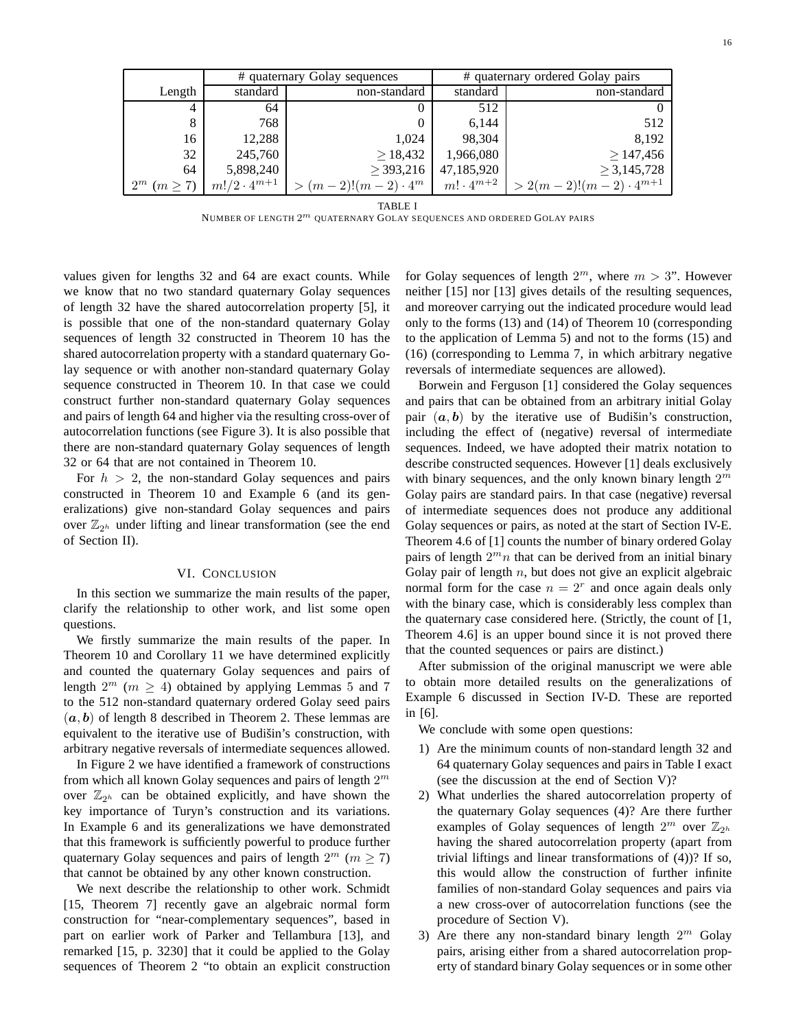| | # quaternary Golay sequences | | # quaternary ordered Golay pairs | |
|---|---|---|---|---|
| Length | standard | non-standard | standard | non-standard |
| 4 | 64 | 0 | 512 | 0 |
| 8 | 768 | 0 | 6,144 | 512 |
| 16 | 12,288 | 1,024 | 98,304 | 8,192 |
| 32 | 245,760 | $\geq$ 18,432 | 1,966,080 | $\geq$ 147,456 |
| 64 | 5,898,240 | $\geq$ 393,216 | 47,185,920 | $\geq$ 3,145,728 |
| $2^m$ $(m \geq 7)$ | $m!/2 \cdot 4^{m+1}$ | $> (m-2)!(m-2) \cdot 4^m$ | $m! \cdot 4^{m+2}$ | $> 2(m-2)!(m-2) \cdot 4^{m+1}$ |

TABLE I
NUMBER OF LENGTH $2^m$ QUATERNARY GOLAY SEQUENCES AND ORDERED GOLAY PAIRS

values given for lengths 32 and 64 are exact counts. While we know that no two standard quaternary Golay sequences of length 32 have the shared autocorrelation property [5], it is possible that one of the non-standard quaternary Golay sequences of length 32 constructed in Theorem 10 has the shared autocorrelation property with a standard quaternary Golay sequence or with another non-standard quaternary Golay sequence constructed in Theorem 10. In that case we could construct further non-standard quaternary Golay sequences and pairs of length 64 and higher via the resulting cross-over of autocorrelation functions (see Figure 3). It is also possible that there are non-standard quaternary Golay sequences of length 32 or 64 that are not contained in Theorem 10.

For $h > 2$, the non-standard Golay sequences and pairs constructed in Theorem 10 and Example 6 (and its generalizations) give non-standard Golay sequences and pairs over $\mathbb{Z}_{2^h}$ under lifting and linear transformation (see the end of Section II).

## VI. CONCLUSION

In this section we summarize the main results of the paper, clarify the relationship to other work, and list some open questions.

We firstly summarize the main results of the paper. In Theorem 10 and Corollary 11 we have determined explicitly and counted the quaternary Golay sequences and pairs of length $2^m$ ($m \geq 4$) obtained by applying Lemmas 5 and 7 to the 512 non-standard quaternary ordered Golay seed pairs $(\boldsymbol{a}, \boldsymbol{b})$ of length 8 described in Theorem 2. These lemmas are equivalent to the iterative use of Budišin's construction, with arbitrary negative reversals of intermediate sequences allowed.

In Figure 2 we have identified a framework of constructions from which all known Golay sequences and pairs of length $2^m$ over $\mathbb{Z}_{2^h}$ can be obtained explicitly, and have shown the key importance of Turyn's construction and its variations. In Example 6 and its generalizations we have demonstrated that this framework is sufficiently powerful to produce further quaternary Golay sequences and pairs of length $2^m$ ($m \geq 7$) that cannot be obtained by any other known construction.

We next describe the relationship to other work. Schmidt [15, Theorem 7] recently gave an algebraic normal form construction for "near-complementary sequences", based in part on earlier work of Parker and Tellambura [13], and remarked [15, p. 3230] that it could be applied to the Golay sequences of Theorem 2 "to obtain an explicit construction for Golay sequences of length $2^m$, where $m > 3$". However neither [15] nor [13] gives details of the resulting sequences, and moreover carrying out the indicated procedure would lead only to the forms (13) and (14) of Theorem 10 (corresponding to the application of Lemma 5) and not to the forms (15) and (16) (corresponding to Lemma 7, in which arbitrary negative reversals of intermediate sequences are allowed).

Borwein and Ferguson [1] considered the Golay sequences and pairs that can be obtained from an arbitrary initial Golay pair $(\boldsymbol{a}, \boldsymbol{b})$ by the iterative use of Budišin's construction, including the effect of (negative) reversal of intermediate sequences. Indeed, we have adopted their matrix notation to describe constructed sequences. However [1] deals exclusively with binary sequences, and the only known binary length $2^m$ Golay pairs are standard pairs. In that case (negative) reversal of intermediate sequences does not produce any additional Golay sequences or pairs, as noted at the start of Section IV-E. Theorem 4.6 of [1] counts the number of binary ordered Golay pairs of length $2^m n$ that can be derived from an initial binary Golay pair of length $n$, but does not give an explicit algebraic normal form for the case $n = 2^r$ and once again deals only with the binary case, which is considerably less complex than the quaternary case considered here. (Strictly, the count of [1, Theorem 4.6] is an upper bound since it is not proved there that the counted sequences or pairs are distinct.)

After submission of the original manuscript we were able to obtain more detailed results on the generalizations of Example 6 discussed in Section IV-D. These are reported in [6].

We conclude with some open questions:

1) Are the minimum counts of non-standard length 32 and 64 quaternary Golay sequences and pairs in Table I exact (see the discussion at the end of Section V)?
2) What underlies the shared autocorrelation property of the quaternary Golay sequences (4)? Are there further examples of Golay sequences of length $2^m$ over $\mathbb{Z}_{2^h}$ having the shared autocorrelation property (apart from trivial liftings and linear transformations of (4))? If so, this would allow the construction of further infinite families of non-standard Golay sequences and pairs via a new cross-over of autocorrelation functions (see the procedure of Section V).
3) Are there any non-standard binary length $2^m$ Golay pairs, arising either from a shared autocorrelation property of standard binary Golay sequences or in some other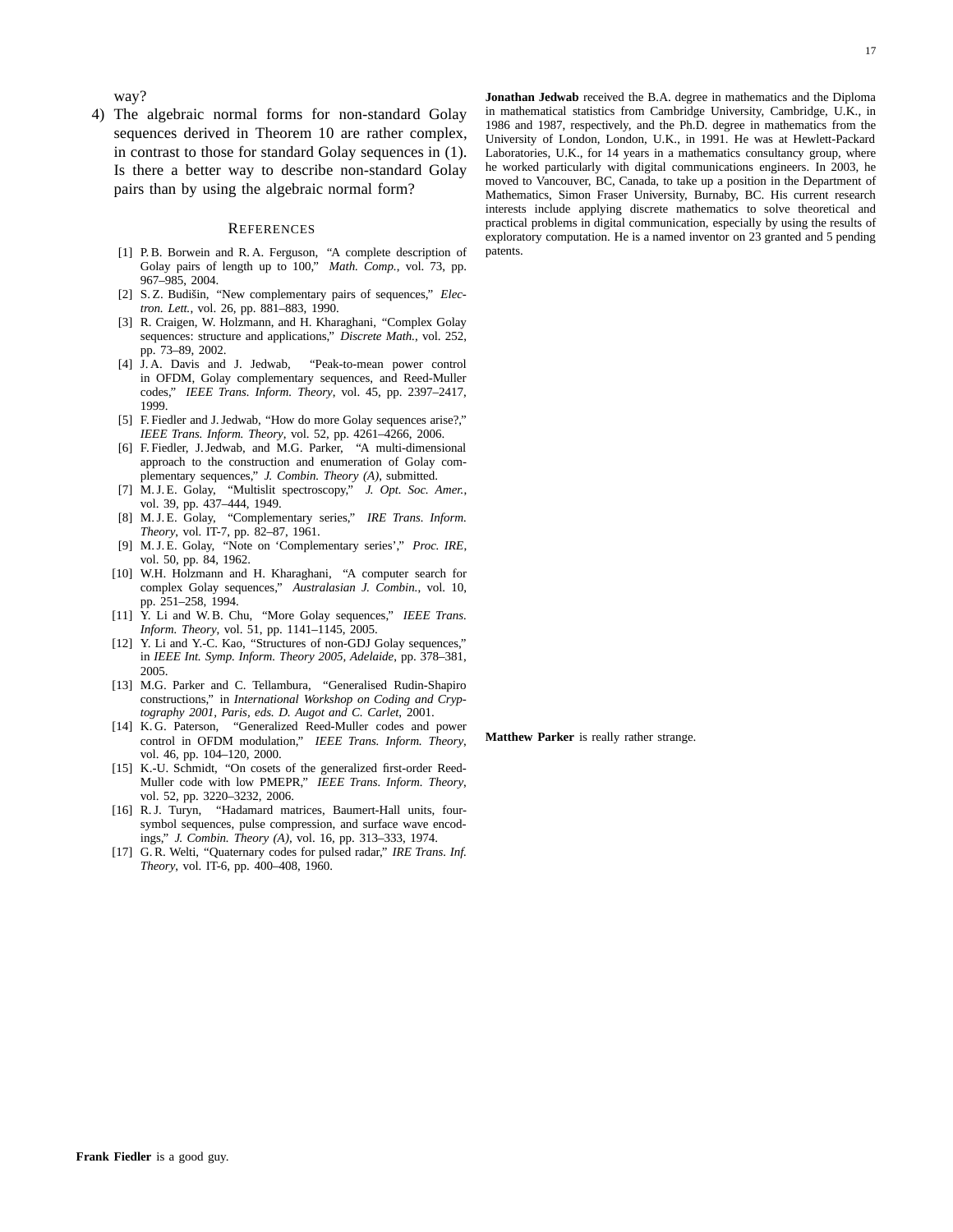way?

4) The algebraic normal forms for non-standard Golay sequences derived in Theorem 10 are rather complex, in contrast to those for standard Golay sequences in (1). Is there a better way to describe non-standard Golay pairs than by using the algebraic normal form?

## REFERENCES

[1] P. B. Borwein and R. A. Ferguson, "A complete description of Golay pairs of length up to 100," *Math. Comp.*, vol. 73, pp. 967–985, 2004.

[2] S. Z. Budišin, "New complementary pairs of sequences," *Electron. Lett.*, vol. 26, pp. 881–883, 1990.

[3] R. Craigen, W. Holzmann, and H. Kharaghani, "Complex Golay sequences: structure and applications," *Discrete Math.*, vol. 252, pp. 73–89, 2002.

[4] J. A. Davis and J. Jedwab, "Peak-to-mean power control in OFDM, Golay complementary sequences, and Reed-Muller codes," *IEEE Trans. Inform. Theory*, vol. 45, pp. 2397–2417, 1999.

[5] F. Fiedler and J. Jedwab, "How do more Golay sequences arise?," *IEEE Trans. Inform. Theory*, vol. 52, pp. 4261–4266, 2006.

[6] F. Fiedler, J. Jedwab, and M.G. Parker, "A multi-dimensional approach to the construction and enumeration of Golay complementary sequences," *J. Combin. Theory (A)*, submitted.

[7] M. J. E. Golay, "Multislit spectroscopy," *J. Opt. Soc. Amer.*, vol. 39, pp. 437–444, 1949.

[8] M. J. E. Golay, "Complementary series," *IRE Trans. Inform. Theory*, vol. IT-7, pp. 82–87, 1961.

[9] M. J. E. Golay, "Note on 'Complementary series'," *Proc. IRE*, vol. 50, pp. 84, 1962.

[10] W.H. Holzmann and H. Kharaghani, "A computer search for complex Golay sequences," *Australasian J. Combin.*, vol. 10, pp. 251–258, 1994.

[11] Y. Li and W. B. Chu, "More Golay sequences," *IEEE Trans. Inform. Theory*, vol. 51, pp. 1141–1145, 2005.

[12] Y. Li and Y.-C. Kao, "Structures of non-GDJ Golay sequences," in *IEEE Int. Symp. Inform. Theory 2005, Adelaide*, pp. 378–381, 2005.

[13] M.G. Parker and C. Tellambura, "Generalised Rudin-Shapiro constructions," in *International Workshop on Coding and Cryptography 2001, Paris, eds. D. Augot and C. Carlet*, 2001.

[14] K. G. Paterson, "Generalized Reed-Muller codes and power control in OFDM modulation," *IEEE Trans. Inform. Theory*, vol. 46, pp. 104–120, 2000.

[15] K.-U. Schmidt, "On cosets of the generalized first-order Reed-Muller code with low PMEPR," *IEEE Trans. Inform. Theory*, vol. 52, pp. 3220–3232, 2006.

[16] R. J. Turyn, "Hadamard matrices, Baumert-Hall units, four-symbol sequences, pulse compression, and surface wave encodings," *J. Combin. Theory (A)*, vol. 16, pp. 313–333, 1974.

[17] G. R. Welti, "Quaternary codes for pulsed radar," *IRE Trans. Inf. Theory*, vol. IT-6, pp. 400–408, 1960.

**Frank Fiedler** is a good guy.

**Jonathan Jedwab** received the B.A. degree in mathematics and the Diploma in mathematical statistics from Cambridge University, Cambridge, U.K., in 1986 and 1987, respectively, and the Ph.D. degree in mathematics from the University of London, London, U.K., in 1991. He was at Hewlett-Packard Laboratories, U.K., for 14 years in a mathematics consultancy group, where he worked particularly with digital communications engineers. In 2003, he moved to Vancouver, BC, Canada, to take up a position in the Department of Mathematics, Simon Fraser University, Burnaby, BC. His current research interests include applying discrete mathematics to solve theoretical and practical problems in digital communication, especially by using the results of exploratory computation. He is a named inventor on 23 granted and 5 pending patents.

**Matthew Parker** is really rather strange.